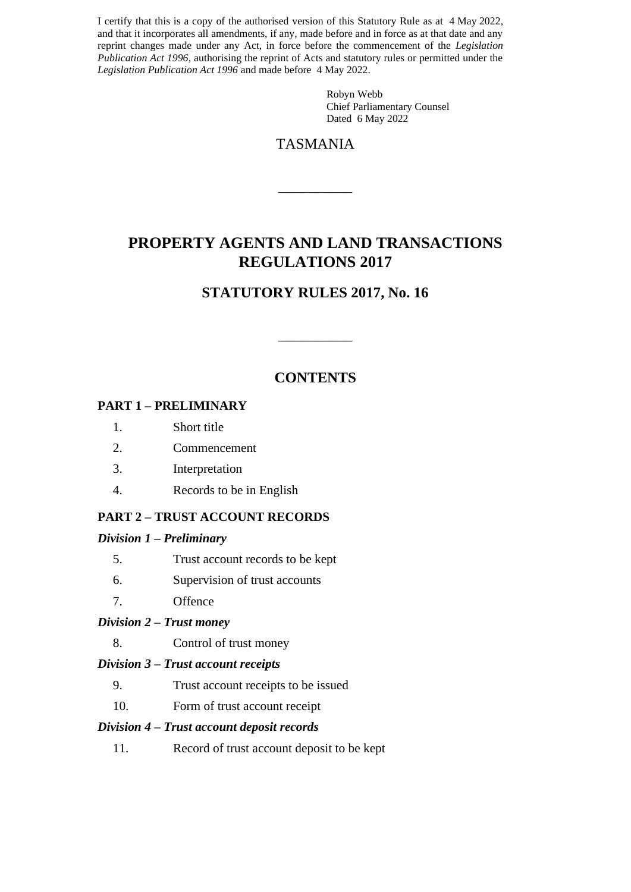I certify that this is a copy of the authorised version of this Statutory Rule as at 4 May 2022, and that it incorporates all amendments, if any, made before and in force as at that date and any reprint changes made under any Act, in force before the commencement of the *Legislation Publication Act 1996*, authorising the reprint of Acts and statutory rules or permitted under the *Legislation Publication Act 1996* and made before 4 May 2022.

Robyn Webb
Chief Parliamentary Counsel
Dated 6 May 2022

TASMANIA

---

# PROPERTY AGENTS AND LAND TRANSACTIONS REGULATIONS 2017

## STATUTORY RULES 2017, No. 16

---

## CONTENTS

**PART 1 – PRELIMINARY**

1. Short title
2. Commencement
3. Interpretation
4. Records to be in English

**PART 2 – TRUST ACCOUNT RECORDS**

***Division 1 – Preliminary***

5. Trust account records to be kept
6. Supervision of trust accounts
7. Offence

***Division 2 – Trust money***

8. Control of trust money

***Division 3 – Trust account receipts***

9. Trust account receipts to be issued
10. Form of trust account receipt

***Division 4 – Trust account deposit records***

11. Record of trust account deposit to be kept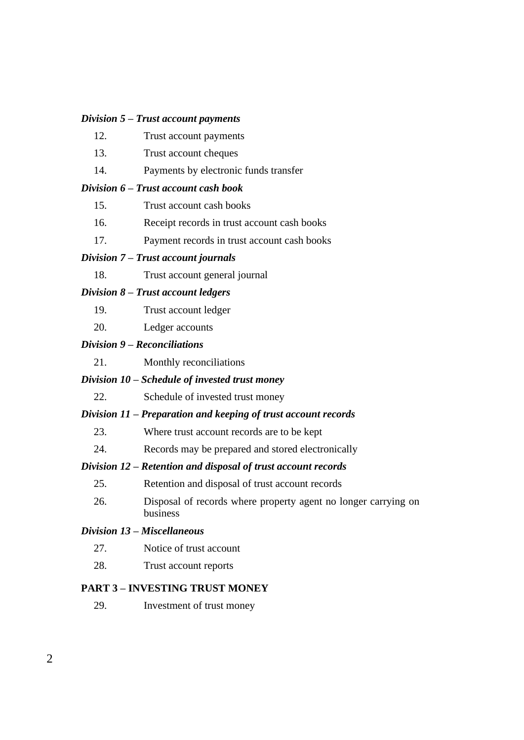***Division 5 – Trust account payments***

12. Trust account payments
13. Trust account cheques
14. Payments by electronic funds transfer

***Division 6 – Trust account cash book***

15. Trust account cash books
16. Receipt records in trust account cash books
17. Payment records in trust account cash books

***Division 7 – Trust account journals***

18. Trust account general journal

***Division 8 – Trust account ledgers***

19. Trust account ledger
20. Ledger accounts

***Division 9 – Reconciliations***

21. Monthly reconciliations

***Division 10 – Schedule of invested trust money***

22. Schedule of invested trust money

***Division 11 – Preparation and keeping of trust account records***

23. Where trust account records are to be kept
24. Records may be prepared and stored electronically

***Division 12 – Retention and disposal of trust account records***

25. Retention and disposal of trust account records
26. Disposal of records where property agent no longer carrying on business

***Division 13 – Miscellaneous***

27. Notice of trust account
28. Trust account reports

**PART 3 – INVESTING TRUST MONEY**

29. Investment of trust money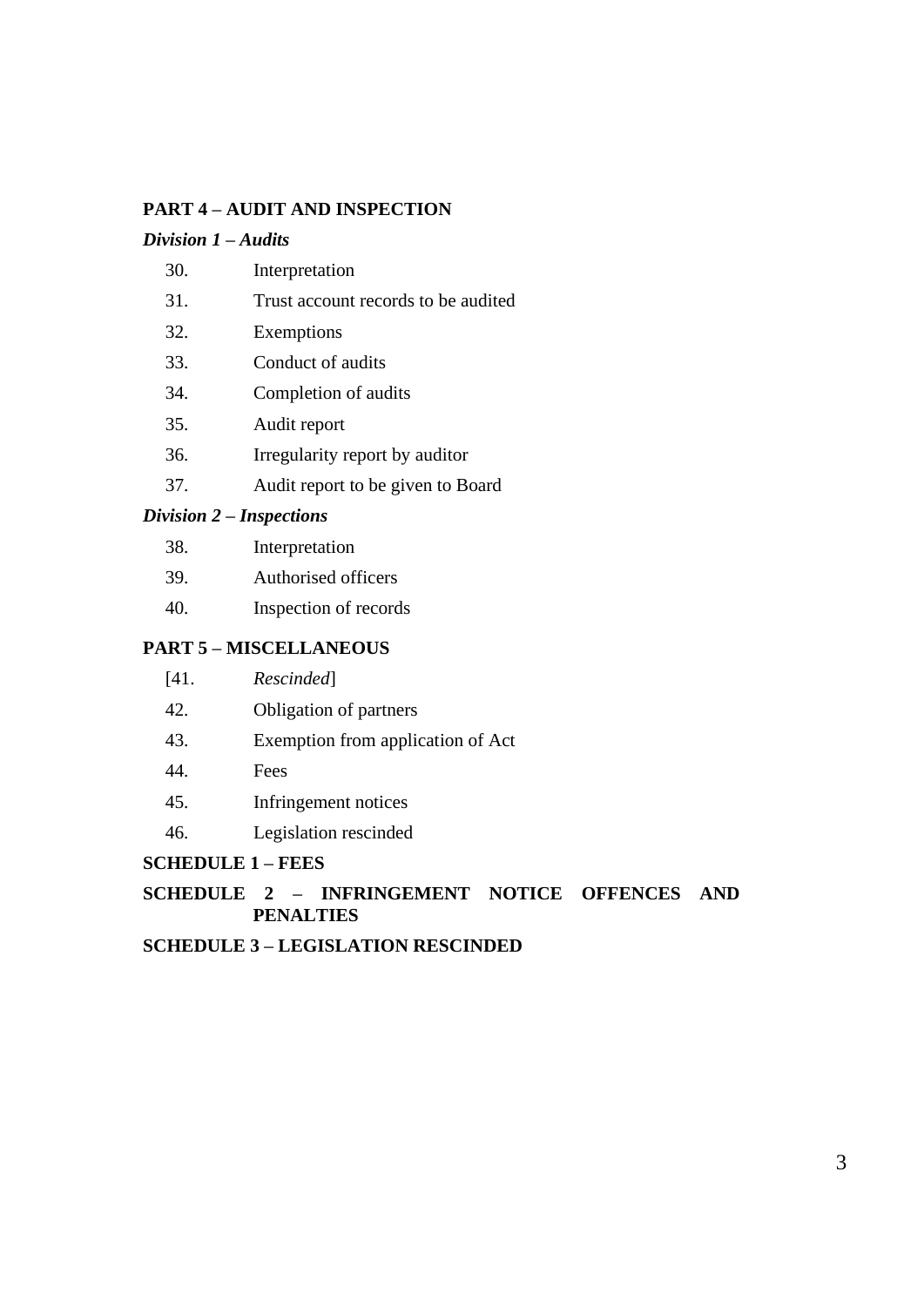**PART 4 – AUDIT AND INSPECTION**

***Division 1 – Audits***

30. Interpretation
31. Trust account records to be audited
32. Exemptions
33. Conduct of audits
34. Completion of audits
35. Audit report
36. Irregularity report by auditor
37. Audit report to be given to Board

***Division 2 – Inspections***

38. Interpretation
39. Authorised officers
40. Inspection of records

**PART 5 – MISCELLANEOUS**

[41. *Rescinded*]

42. Obligation of partners
43. Exemption from application of Act
44. Fees
45. Infringement notices
46. Legislation rescinded

**SCHEDULE 1 – FEES**

**SCHEDULE 2 – INFRINGEMENT NOTICE OFFENCES AND PENALTIES**

**SCHEDULE 3 – LEGISLATION RESCINDED**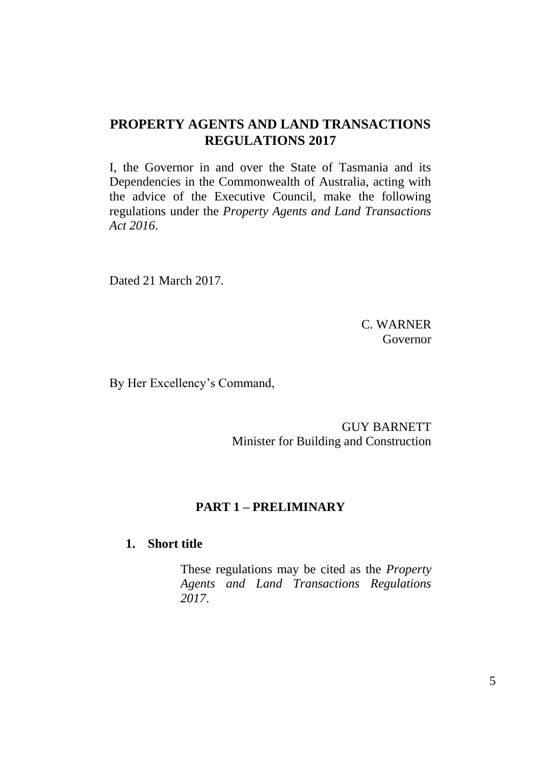# PROPERTY AGENTS AND LAND TRANSACTIONS REGULATIONS 2017

I, the Governor in and over the State of Tasmania and its Dependencies in the Commonwealth of Australia, acting with the advice of the Executive Council, make the following regulations under the *Property Agents and Land Transactions Act 2016*.

Dated 21 March 2017.

C. WARNER
Governor

By Her Excellency's Command,

GUY BARNETT
Minister for Building and Construction

## PART 1 – PRELIMINARY

### 1. Short title

These regulations may be cited as the *Property Agents and Land Transactions Regulations 2017*.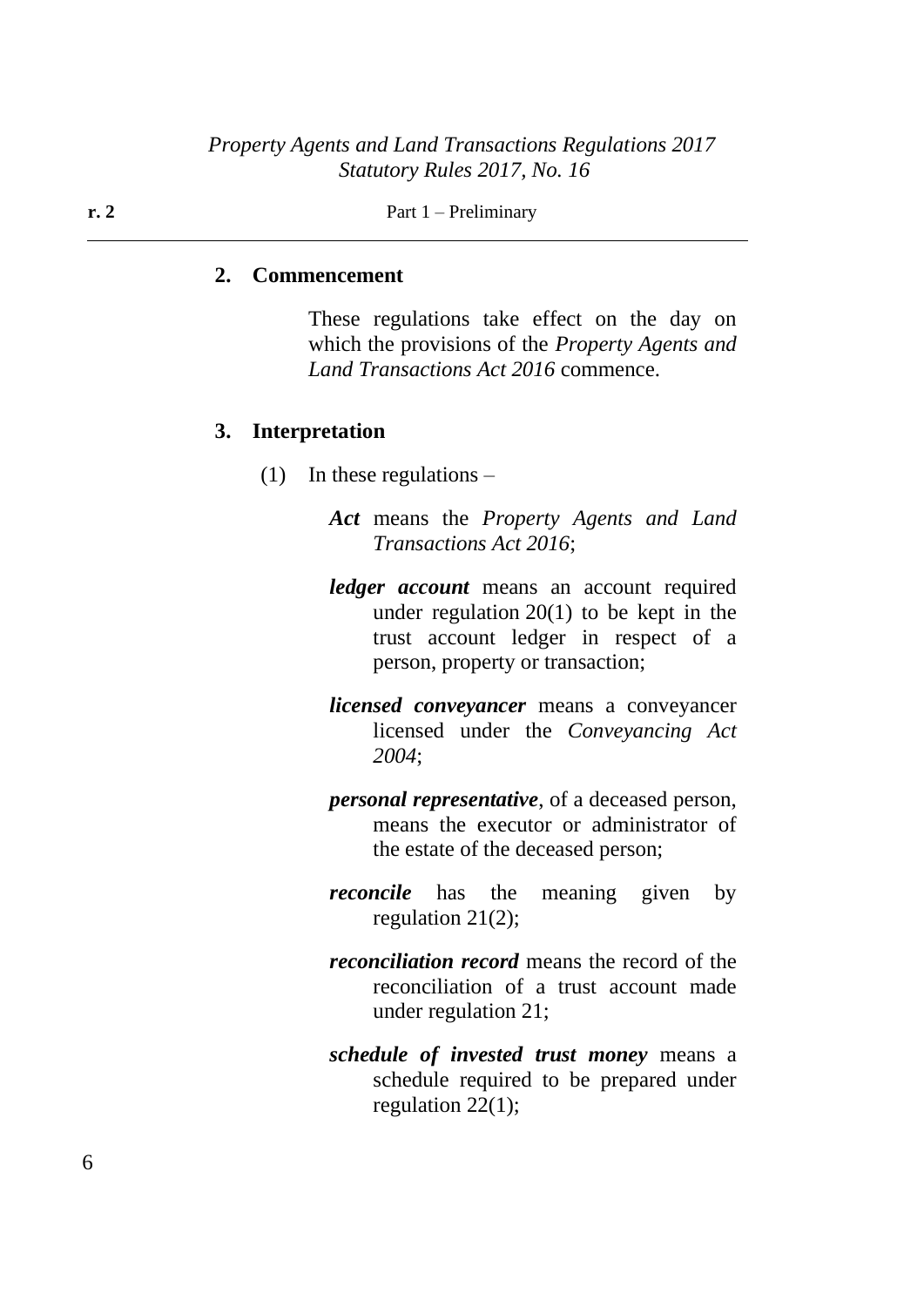## 2. Commencement

These regulations take effect on the day on which the provisions of the *Property Agents and Land Transactions Act 2016* commence.

## 3. Interpretation

(1) In these regulations –

***Act*** means the *Property Agents and Land Transactions Act 2016*;

***ledger account*** means an account required under regulation 20(1) to be kept in the trust account ledger in respect of a person, property or transaction;

***licensed conveyancer*** means a conveyancer licensed under the *Conveyancing Act 2004*;

***personal representative***, of a deceased person, means the executor or administrator of the estate of the deceased person;

***reconcile*** has the meaning given by regulation 21(2);

***reconciliation record*** means the record of the reconciliation of a trust account made under regulation 21;

***schedule of invested trust money*** means a schedule required to be prepared under regulation 22(1);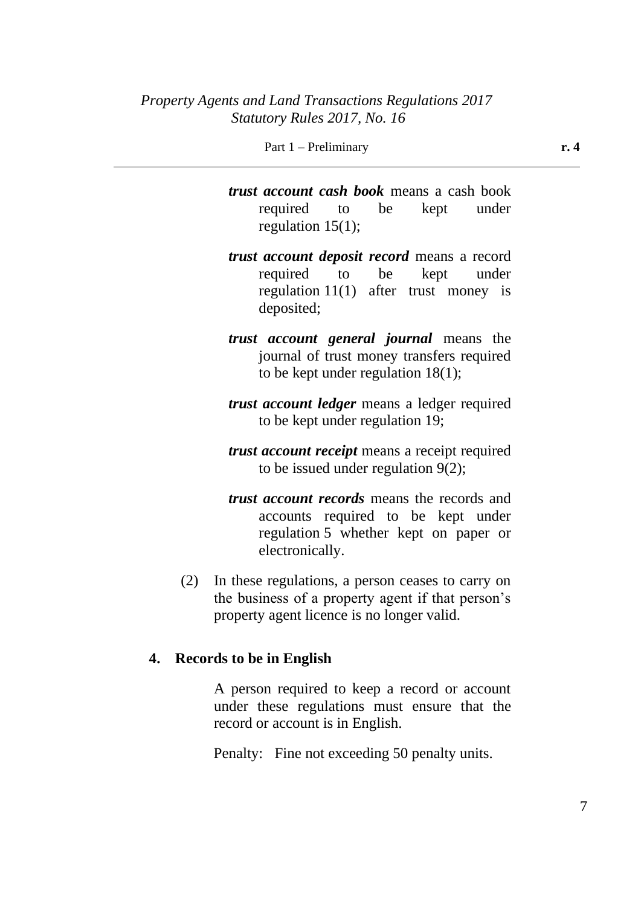***trust account cash book*** means a cash book required to be kept under regulation 15(1);

***trust account deposit record*** means a record required to be kept under regulation 11(1) after trust money is deposited;

***trust account general journal*** means the journal of trust money transfers required to be kept under regulation 18(1);

***trust account ledger*** means a ledger required to be kept under regulation 19;

***trust account receipt*** means a receipt required to be issued under regulation 9(2);

***trust account records*** means the records and accounts required to be kept under regulation 5 whether kept on paper or electronically.

(2) In these regulations, a person ceases to carry on the business of a property agent if that person's property agent licence is no longer valid.

## 4. Records to be in English

A person required to keep a record or account under these regulations must ensure that the record or account is in English.

Penalty: Fine not exceeding 50 penalty units.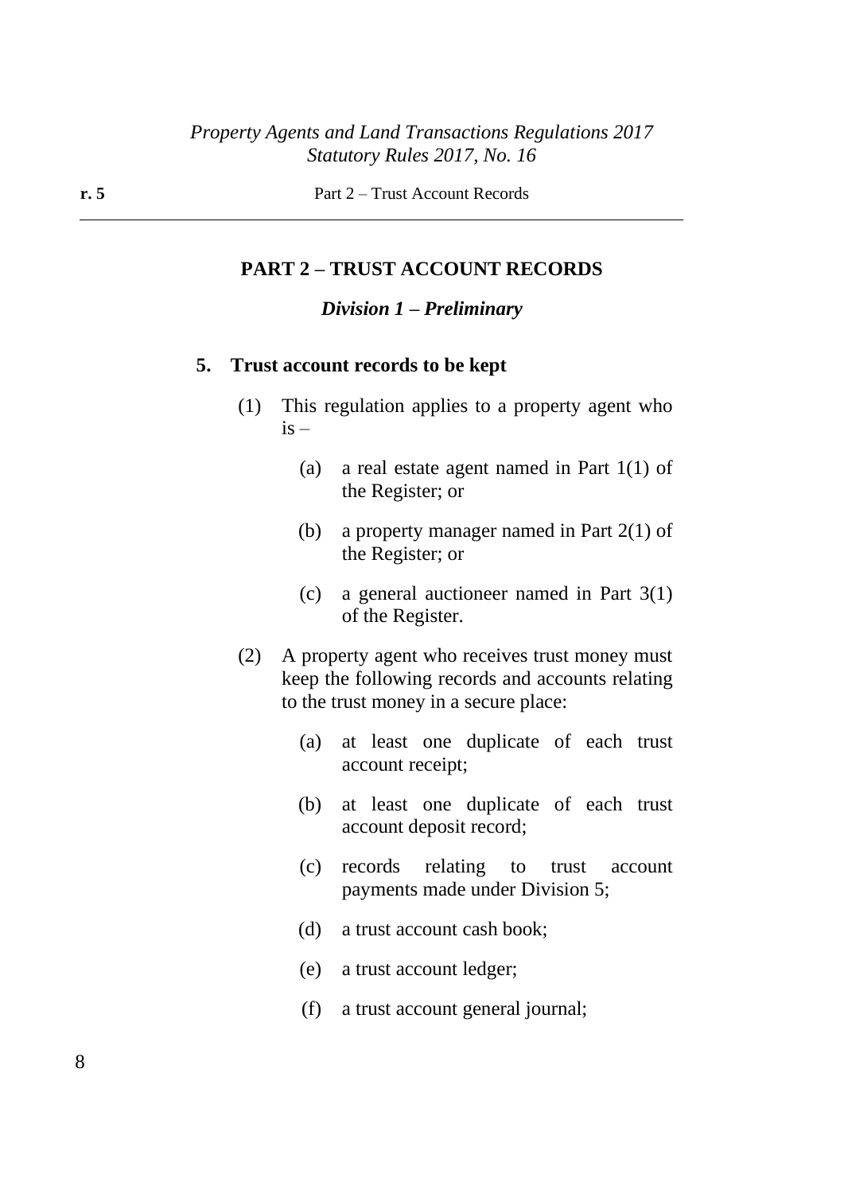## PART 2 – TRUST ACCOUNT RECORDS

### *Division 1 – Preliminary*

**5. Trust account records to be kept**

(1) This regulation applies to a property agent who is –

(a) a real estate agent named in Part 1(1) of the Register; or

(b) a property manager named in Part 2(1) of the Register; or

(c) a general auctioneer named in Part 3(1) of the Register.

(2) A property agent who receives trust money must keep the following records and accounts relating to the trust money in a secure place:

(a) at least one duplicate of each trust account receipt;

(b) at least one duplicate of each trust account deposit record;

(c) records relating to trust account payments made under Division 5;

(d) a trust account cash book;

(e) a trust account ledger;

(f) a trust account general journal;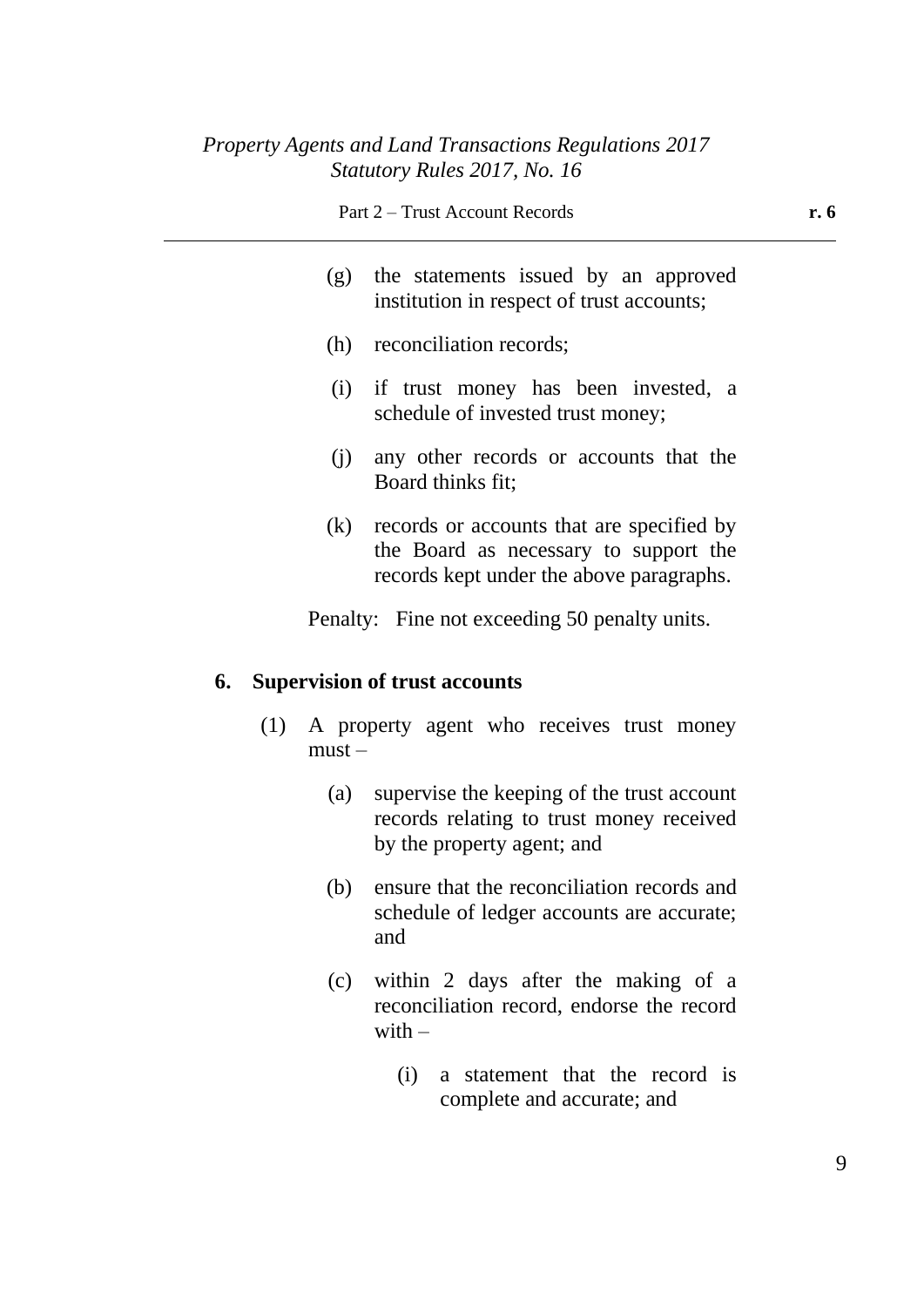(g) the statements issued by an approved institution in respect of trust accounts;

(h) reconciliation records;

(i) if trust money has been invested, a schedule of invested trust money;

(j) any other records or accounts that the Board thinks fit;

(k) records or accounts that are specified by the Board as necessary to support the records kept under the above paragraphs.

Penalty: Fine not exceeding 50 penalty units.

### 6. Supervision of trust accounts

(1) A property agent who receives trust money must –

(a) supervise the keeping of the trust account records relating to trust money received by the property agent; and

(b) ensure that the reconciliation records and schedule of ledger accounts are accurate; and

(c) within 2 days after the making of a reconciliation record, endorse the record with –

(i) a statement that the record is complete and accurate; and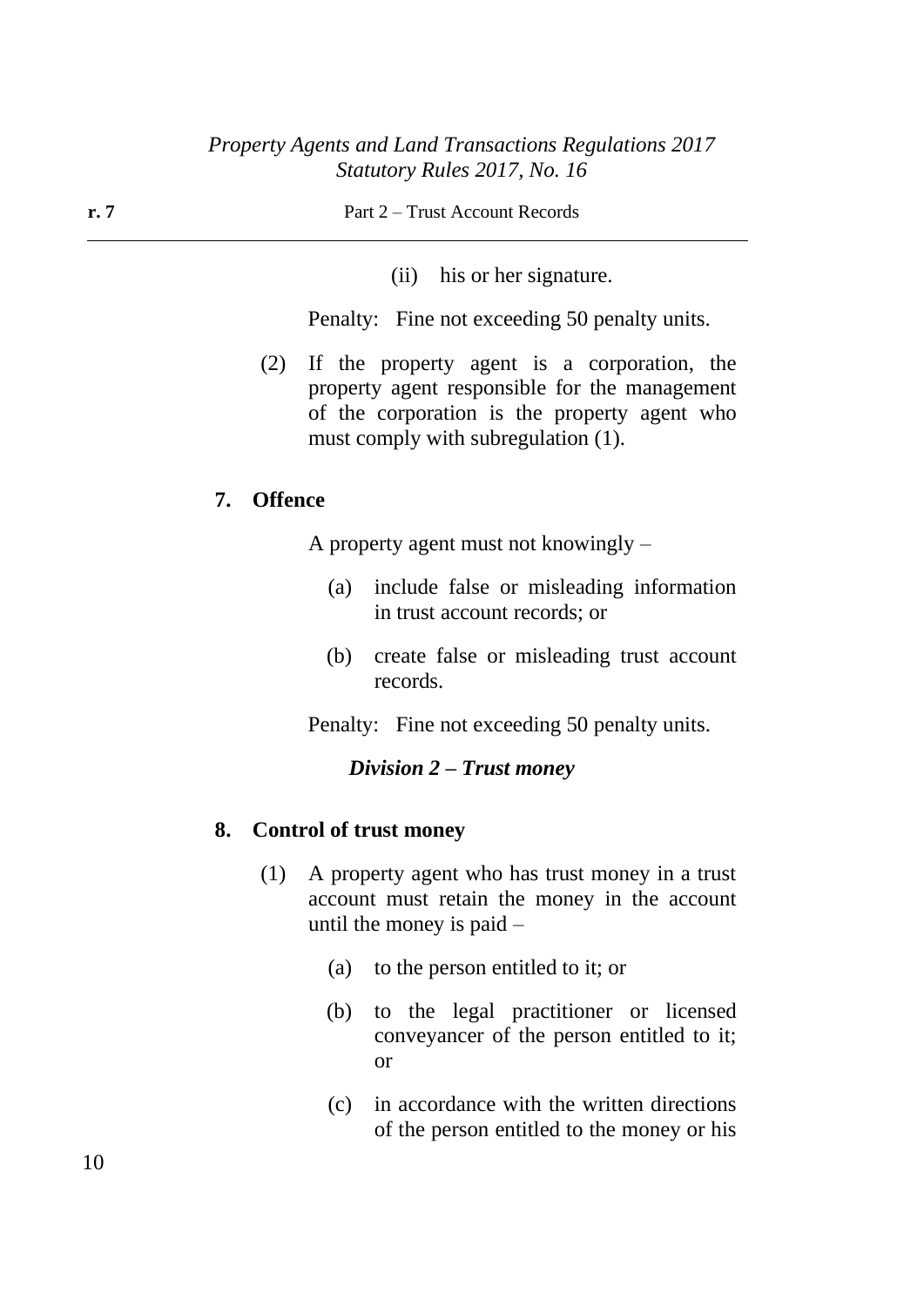(ii) his or her signature.

Penalty: Fine not exceeding 50 penalty units.

(2) If the property agent is a corporation, the property agent responsible for the management of the corporation is the property agent who must comply with subregulation (1).

**7. Offence**

A property agent must not knowingly –

(a) include false or misleading information in trust account records; or

(b) create false or misleading trust account records.

Penalty: Fine not exceeding 50 penalty units.

### *Division 2 – Trust money*

**8. Control of trust money**

(1) A property agent who has trust money in a trust account must retain the money in the account until the money is paid –

(a) to the person entitled to it; or

(b) to the legal practitioner or licensed conveyancer of the person entitled to it; or

(c) in accordance with the written directions of the person entitled to the money or his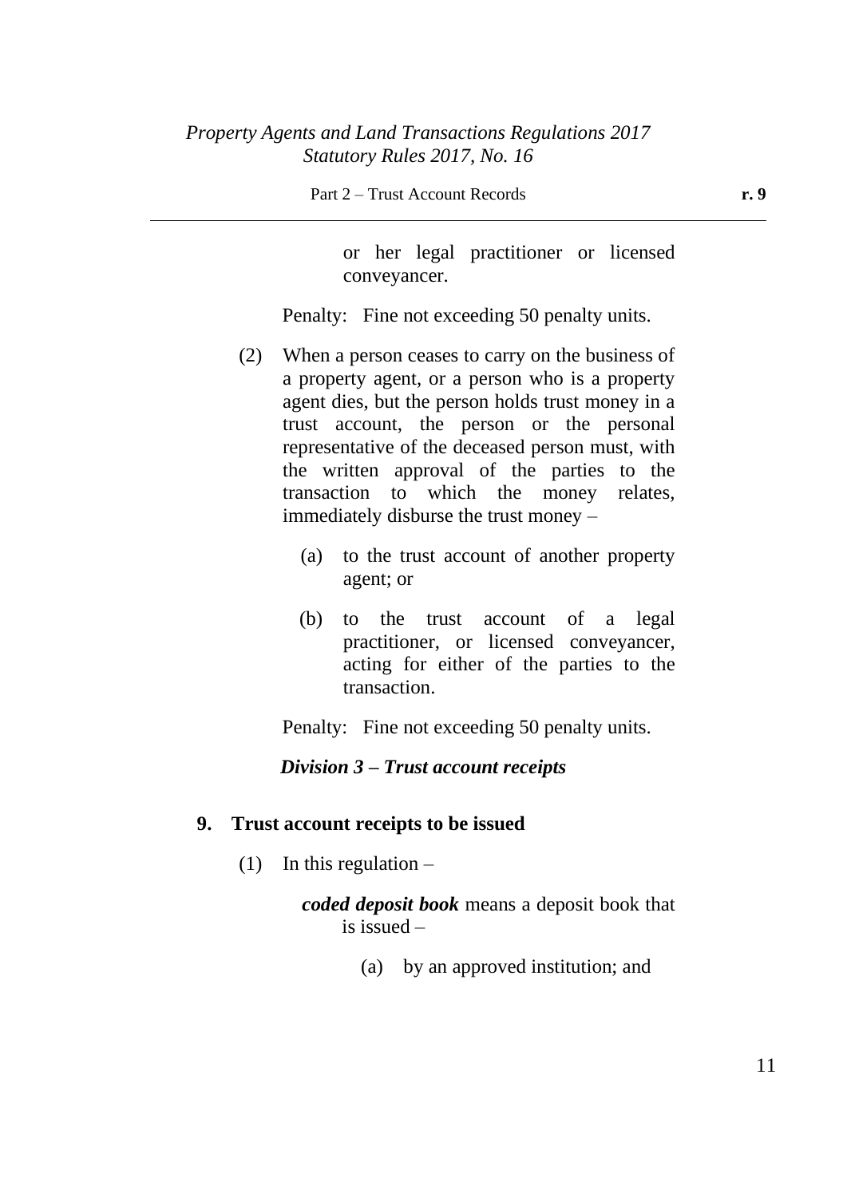or her legal practitioner or licensed conveyancer.

Penalty: Fine not exceeding 50 penalty units.

(2) When a person ceases to carry on the business of a property agent, or a person who is a property agent dies, but the person holds trust money in a trust account, the person or the personal representative of the deceased person must, with the written approval of the parties to the transaction to which the money relates, immediately disburse the trust money –

(a) to the trust account of another property agent; or

(b) to the trust account of a legal practitioner, or licensed conveyancer, acting for either of the parties to the transaction.

Penalty: Fine not exceeding 50 penalty units.

### *Division 3 – Trust account receipts*

#### 9. Trust account receipts to be issued

(1) In this regulation –

***coded deposit book*** means a deposit book that is issued –

(a) by an approved institution; and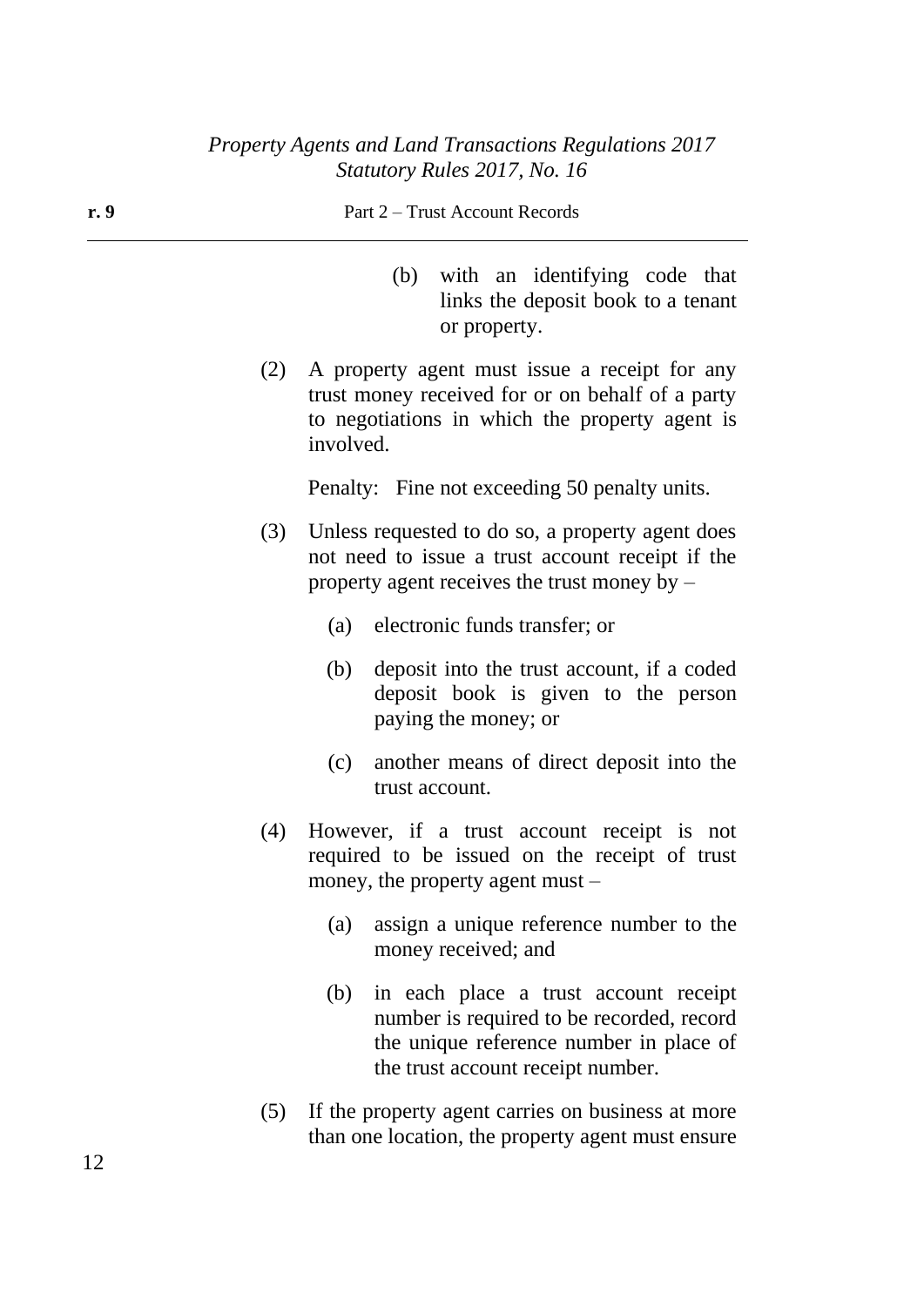(b) with an identifying code that links the deposit book to a tenant or property.

(2) A property agent must issue a receipt for any trust money received for or on behalf of a party to negotiations in which the property agent is involved.

Penalty: Fine not exceeding 50 penalty units.

(3) Unless requested to do so, a property agent does not need to issue a trust account receipt if the property agent receives the trust money by –

(a) electronic funds transfer; or

(b) deposit into the trust account, if a coded deposit book is given to the person paying the money; or

(c) another means of direct deposit into the trust account.

(4) However, if a trust account receipt is not required to be issued on the receipt of trust money, the property agent must –

(a) assign a unique reference number to the money received; and

(b) in each place a trust account receipt number is required to be recorded, record the unique reference number in place of the trust account receipt number.

(5) If the property agent carries on business at more than one location, the property agent must ensure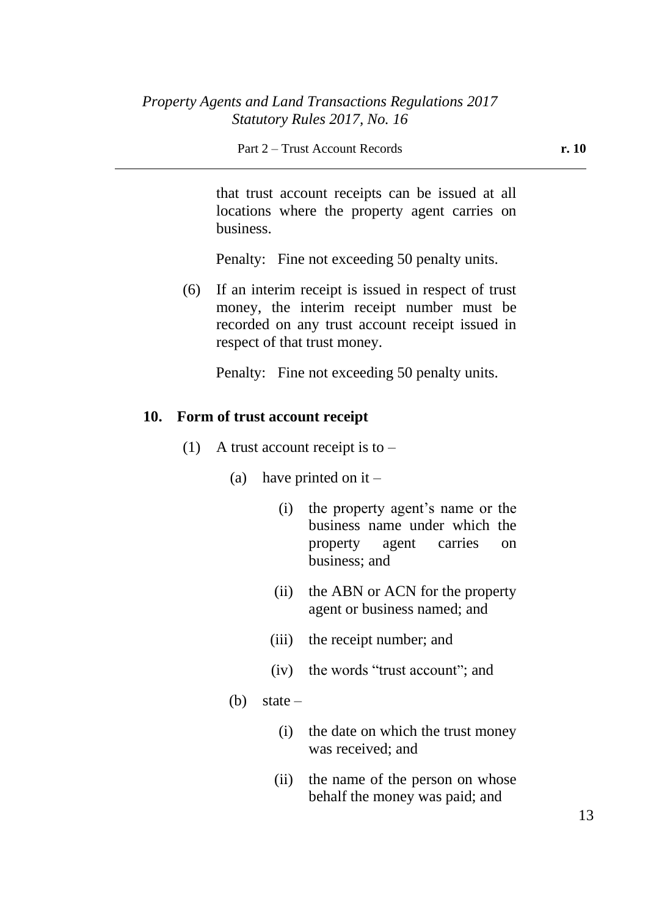that trust account receipts can be issued at all locations where the property agent carries on business.

Penalty: Fine not exceeding 50 penalty units.

(6) If an interim receipt is issued in respect of trust money, the interim receipt number must be recorded on any trust account receipt issued in respect of that trust money.

Penalty: Fine not exceeding 50 penalty units.

**10. Form of trust account receipt**

(1) A trust account receipt is to –

(a) have printed on it –

(i) the property agent's name or the business name under which the property agent carries on business; and

(ii) the ABN or ACN for the property agent or business named; and

(iii) the receipt number; and

(iv) the words "trust account"; and

(b) state –

(i) the date on which the trust money was received; and

(ii) the name of the person on whose behalf the money was paid; and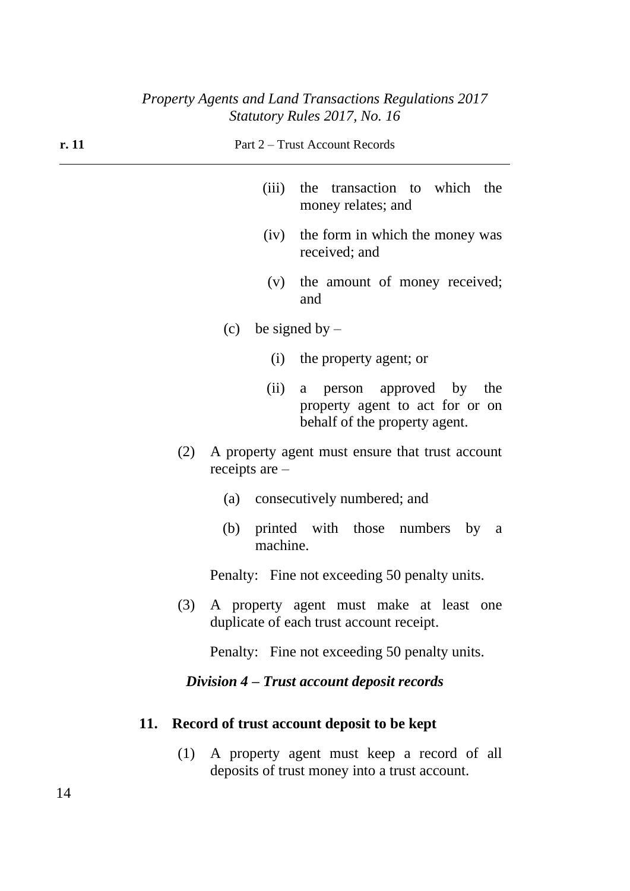(iii) the transaction to which the money relates; and

(iv) the form in which the money was received; and

(v) the amount of money received; and

(c) be signed by –

(i) the property agent; or

(ii) a person approved by the property agent to act for or on behalf of the property agent.

(2) A property agent must ensure that trust account receipts are –

(a) consecutively numbered; and

(b) printed with those numbers by a machine.

Penalty: Fine not exceeding 50 penalty units.

(3) A property agent must make at least one duplicate of each trust account receipt.

Penalty: Fine not exceeding 50 penalty units.

### *Division 4 – Trust account deposit records*

#### 11. Record of trust account deposit to be kept

(1) A property agent must keep a record of all deposits of trust money into a trust account.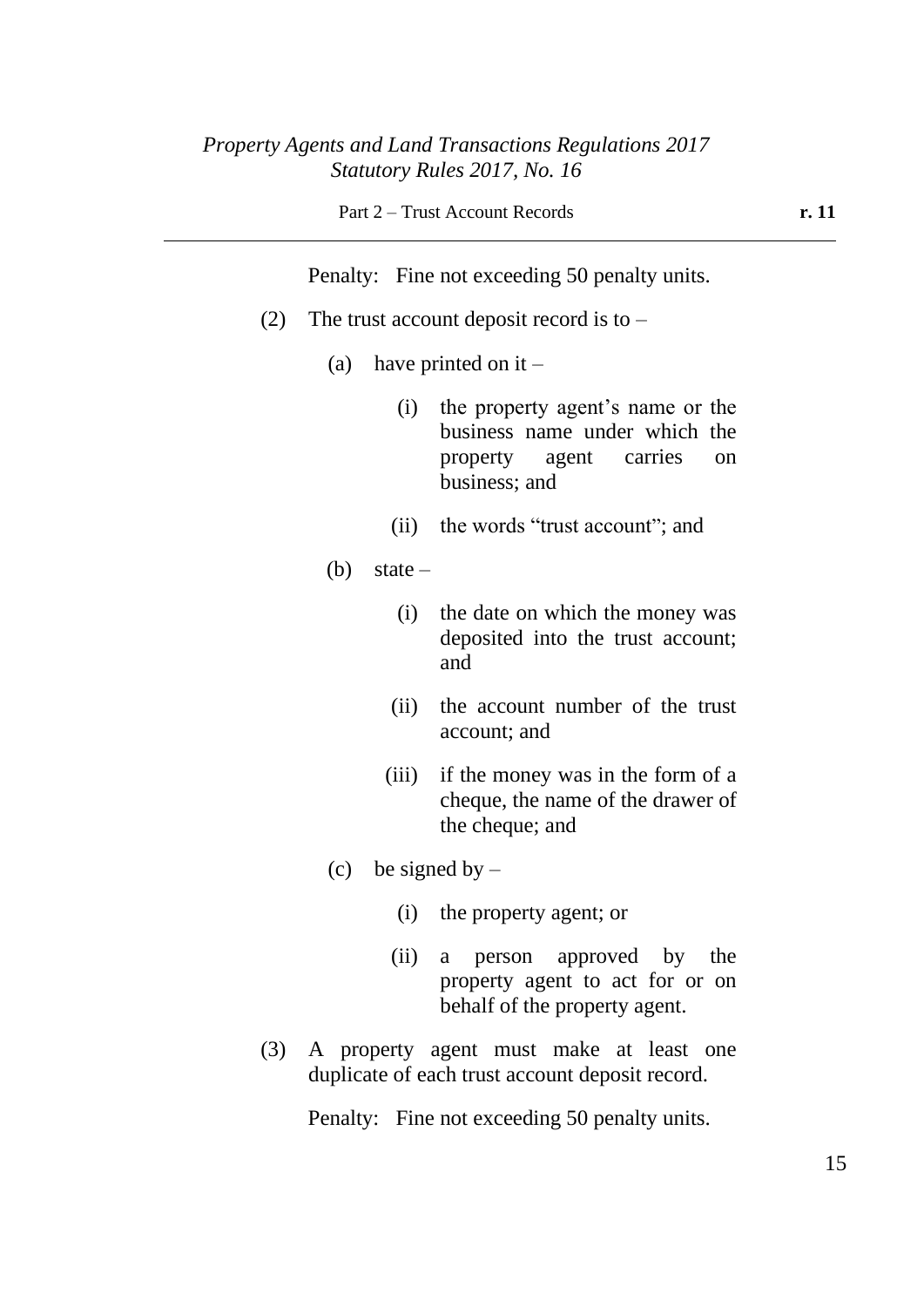Penalty: Fine not exceeding 50 penalty units.

(2) The trust account deposit record is to –

(a) have printed on it –

(i) the property agent's name or the business name under which the property agent carries on business; and

(ii) the words "trust account"; and

(b) state –

(i) the date on which the money was deposited into the trust account; and

(ii) the account number of the trust account; and

(iii) if the money was in the form of a cheque, the name of the drawer of the cheque; and

(c) be signed by –

(i) the property agent; or

(ii) a person approved by the property agent to act for or on behalf of the property agent.

(3) A property agent must make at least one duplicate of each trust account deposit record.

Penalty: Fine not exceeding 50 penalty units.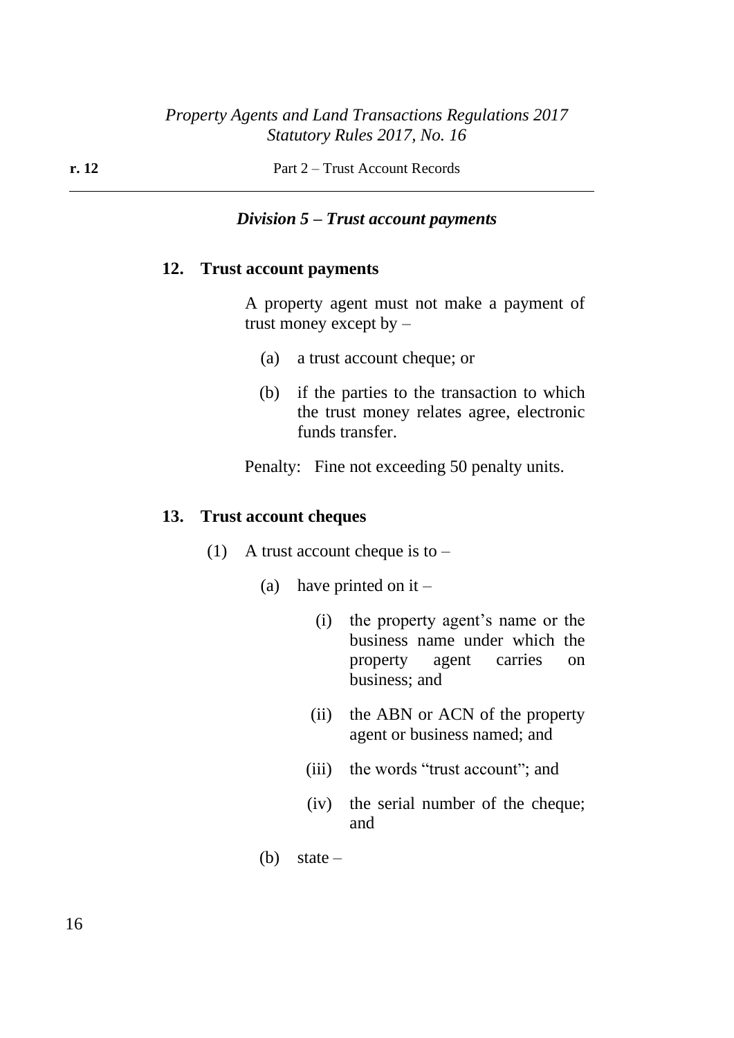### *Division 5 – Trust account payments*

#### 12. Trust account payments

A property agent must not make a payment of trust money except by –

- (a) a trust account cheque; or
- (b) if the parties to the transaction to which the trust money relates agree, electronic funds transfer.

Penalty: Fine not exceeding 50 penalty units.

#### 13. Trust account cheques

(1) A trust account cheque is to –

- (a) have printed on it –
  - (i) the property agent's name or the business name under which the property agent carries on business; and
  - (ii) the ABN or ACN of the property agent or business named; and
  - (iii) the words "trust account"; and
  - (iv) the serial number of the cheque; and
- (b) state –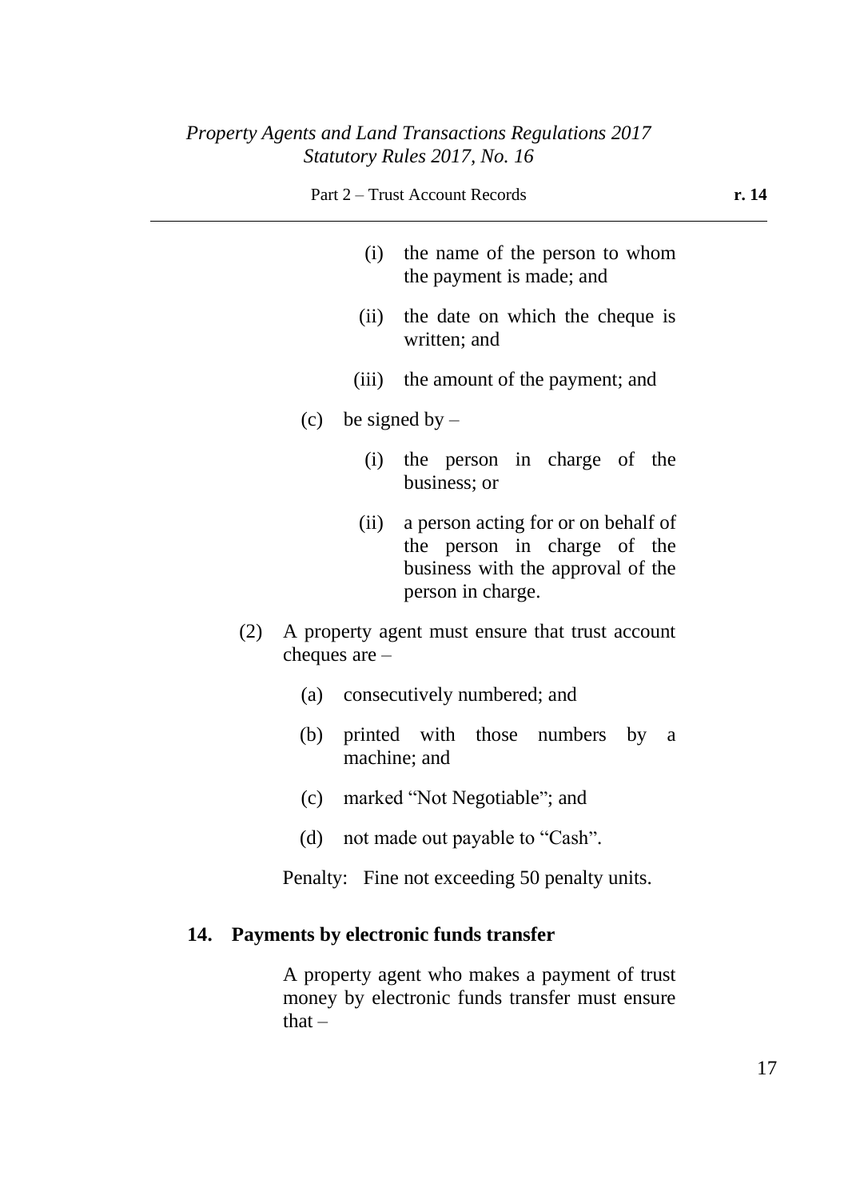(i) the name of the person to whom the payment is made; and

(ii) the date on which the cheque is written; and

(iii) the amount of the payment; and

(c) be signed by –

(i) the person in charge of the business; or

(ii) a person acting for or on behalf of the person in charge of the business with the approval of the person in charge.

(2) A property agent must ensure that trust account cheques are –

(a) consecutively numbered; and

(b) printed with those numbers by a machine; and

(c) marked "Not Negotiable"; and

(d) not made out payable to "Cash".

Penalty: Fine not exceeding 50 penalty units.

**14. Payments by electronic funds transfer**

A property agent who makes a payment of trust money by electronic funds transfer must ensure that –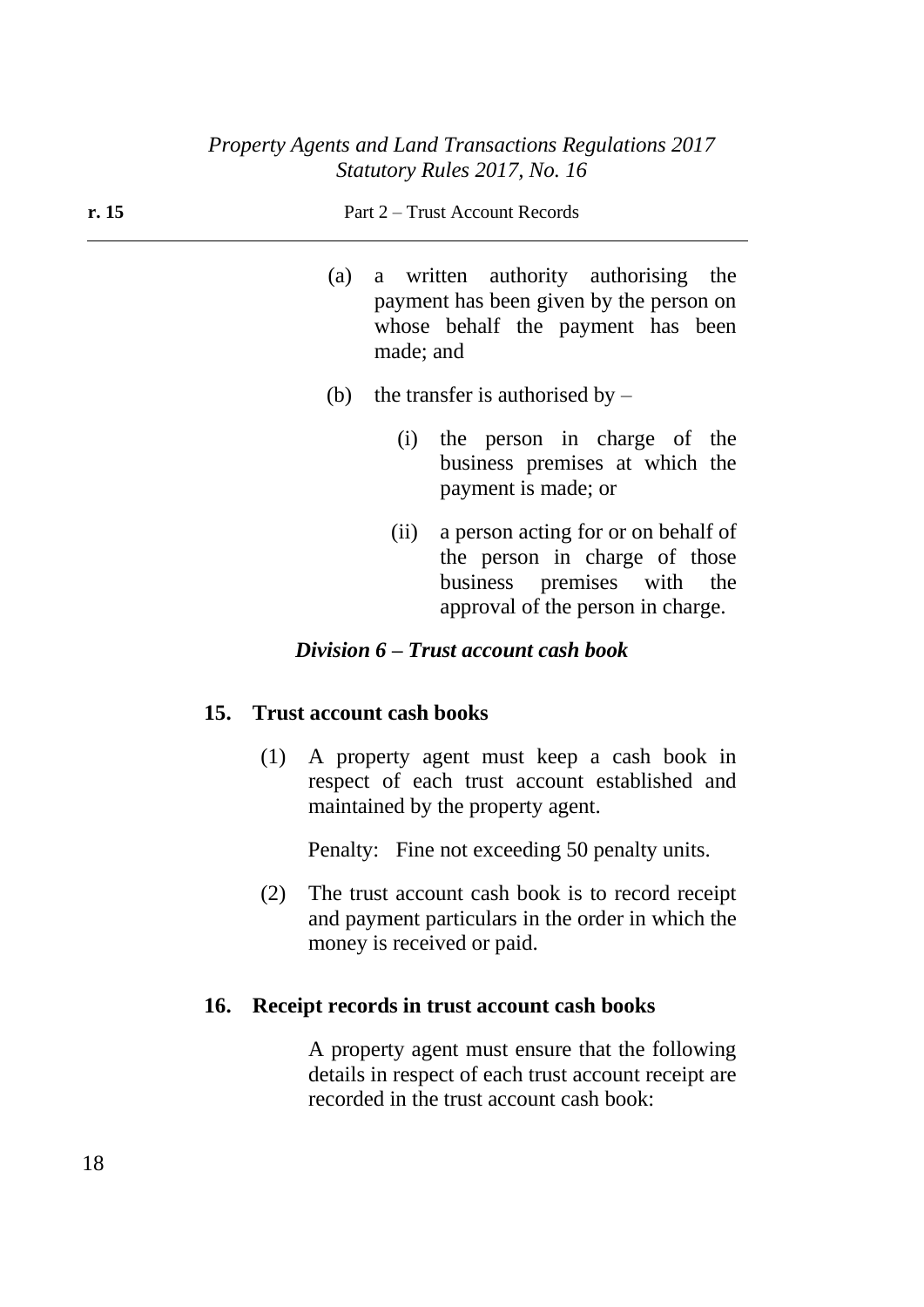(a) a written authority authorising the payment has been given by the person on whose behalf the payment has been made; and

(b) the transfer is authorised by –

  (i) the person in charge of the business premises at which the payment is made; or

  (ii) a person acting for or on behalf of the person in charge of those business premises with the approval of the person in charge.

### *Division 6 – Trust account cash book*

**15. Trust account cash books**

(1) A property agent must keep a cash book in respect of each trust account established and maintained by the property agent.

Penalty: Fine not exceeding 50 penalty units.

(2) The trust account cash book is to record receipt and payment particulars in the order in which the money is received or paid.

**16. Receipt records in trust account cash books**

A property agent must ensure that the following details in respect of each trust account receipt are recorded in the trust account cash book: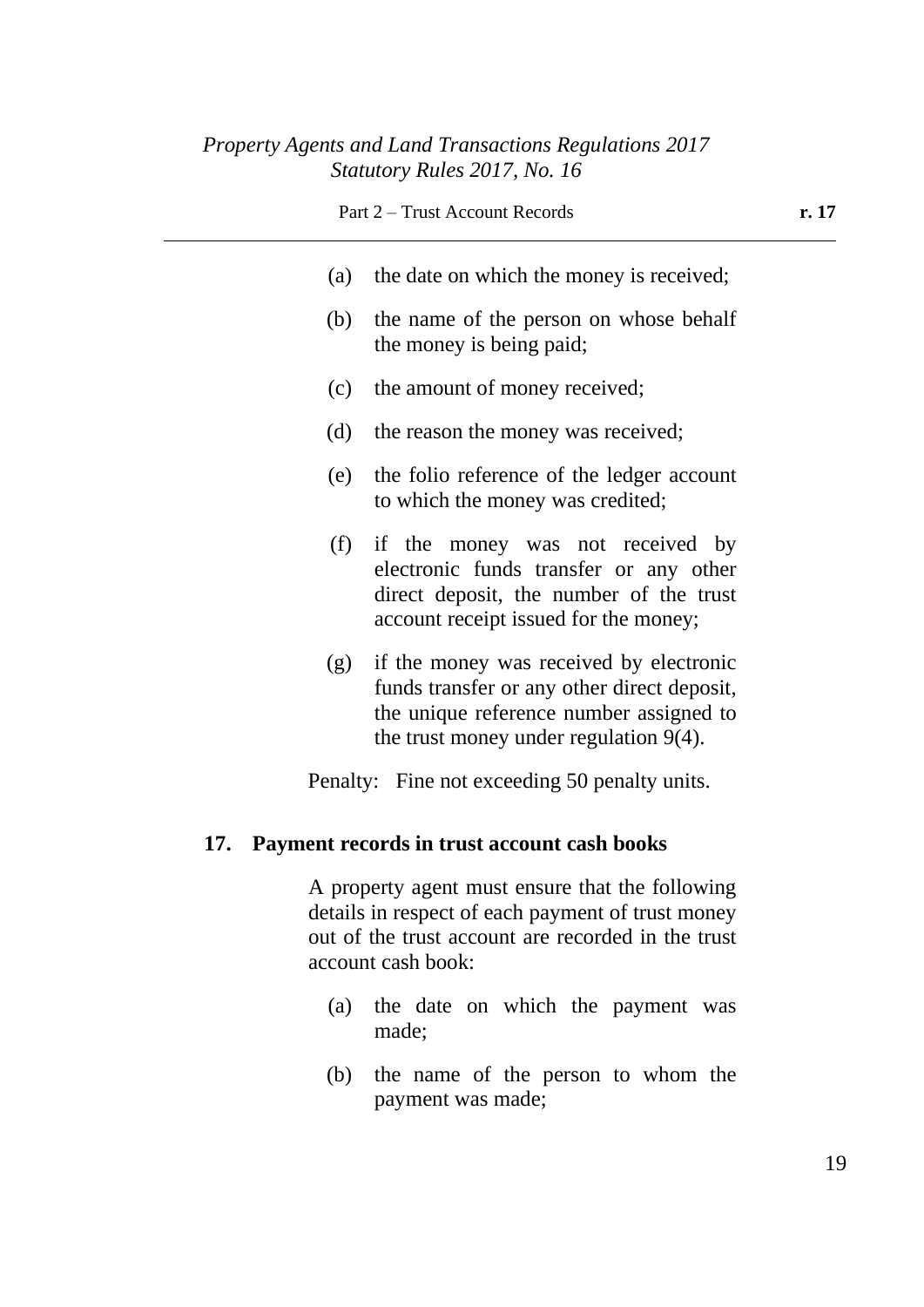(a) the date on which the money is received;

(b) the name of the person on whose behalf the money is being paid;

(c) the amount of money received;

(d) the reason the money was received;

(e) the folio reference of the ledger account to which the money was credited;

(f) if the money was not received by electronic funds transfer or any other direct deposit, the number of the trust account receipt issued for the money;

(g) if the money was received by electronic funds transfer or any other direct deposit, the unique reference number assigned to the trust money under regulation 9(4).

Penalty: Fine not exceeding 50 penalty units.

### 17. Payment records in trust account cash books

A property agent must ensure that the following details in respect of each payment of trust money out of the trust account are recorded in the trust account cash book:

(a) the date on which the payment was made;

(b) the name of the person to whom the payment was made;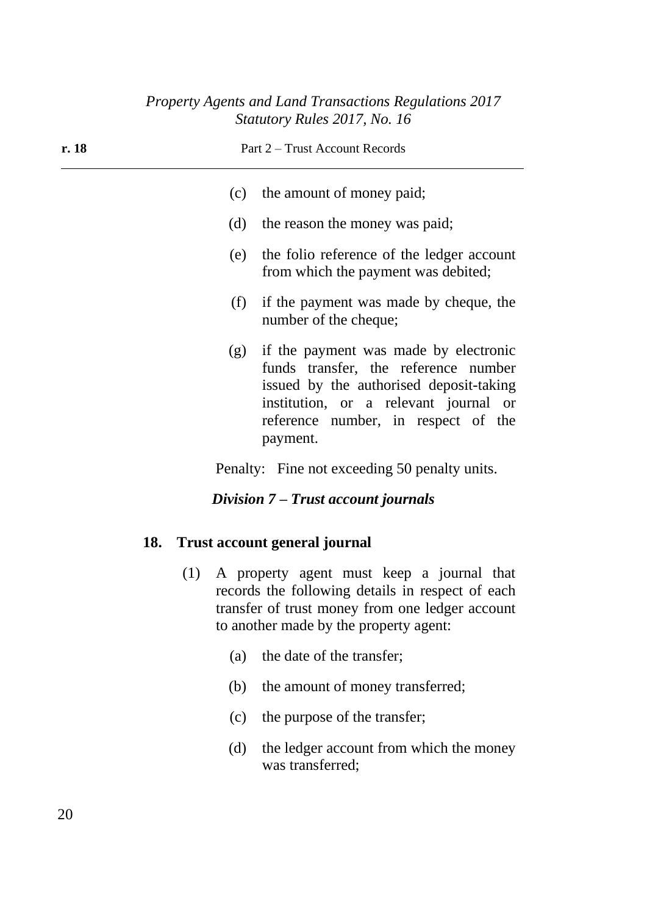(c) the amount of money paid;

(d) the reason the money was paid;

(e) the folio reference of the ledger account from which the payment was debited;

(f) if the payment was made by cheque, the number of the cheque;

(g) if the payment was made by electronic funds transfer, the reference number issued by the authorised deposit-taking institution, or a relevant journal or reference number, in respect of the payment.

Penalty: Fine not exceeding 50 penalty units.

### *Division 7 – Trust account journals*

**18. Trust account general journal**

(1) A property agent must keep a journal that records the following details in respect of each transfer of trust money from one ledger account to another made by the property agent:

(a) the date of the transfer;

(b) the amount of money transferred;

(c) the purpose of the transfer;

(d) the ledger account from which the money was transferred;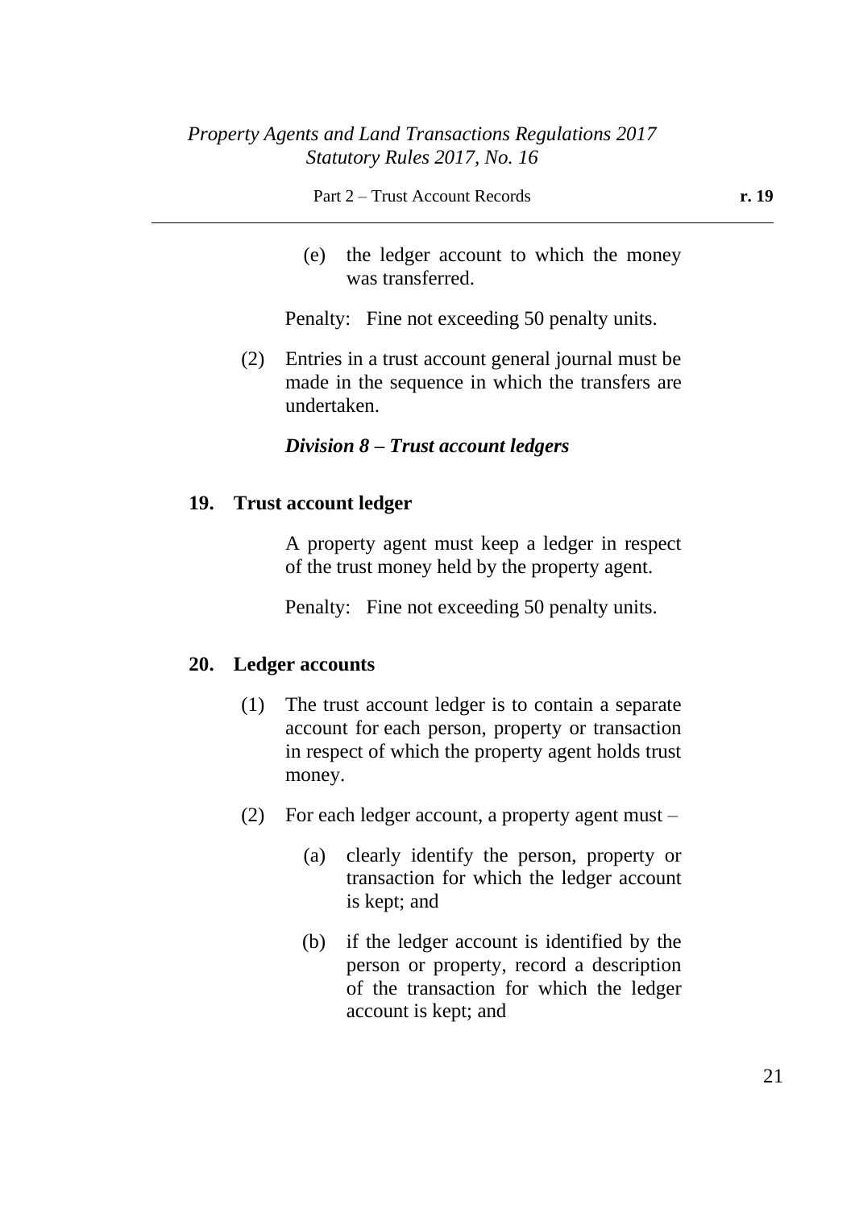(e) the ledger account to which the money was transferred.

Penalty: Fine not exceeding 50 penalty units.

(2) Entries in a trust account general journal must be made in the sequence in which the transfers are undertaken.

### *Division 8 – Trust account ledgers*

#### 19. Trust account ledger

A property agent must keep a ledger in respect of the trust money held by the property agent.

Penalty: Fine not exceeding 50 penalty units.

#### 20. Ledger accounts

(1) The trust account ledger is to contain a separate account for each person, property or transaction in respect of which the property agent holds trust money.

(2) For each ledger account, a property agent must –

(a) clearly identify the person, property or transaction for which the ledger account is kept; and

(b) if the ledger account is identified by the person or property, record a description of the transaction for which the ledger account is kept; and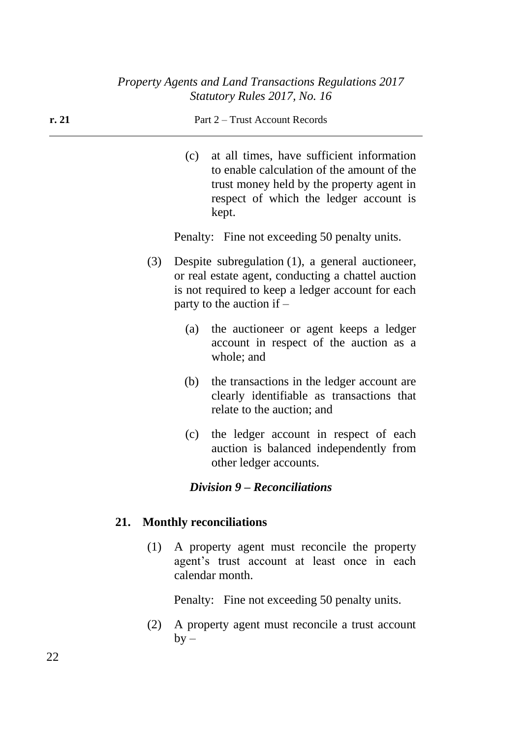(c) at all times, have sufficient information to enable calculation of the amount of the trust money held by the property agent in respect of which the ledger account is kept.

Penalty: Fine not exceeding 50 penalty units.

(3) Despite subregulation (1), a general auctioneer, or real estate agent, conducting a chattel auction is not required to keep a ledger account for each party to the auction if –

(a) the auctioneer or agent keeps a ledger account in respect of the auction as a whole; and

(b) the transactions in the ledger account are clearly identifiable as transactions that relate to the auction; and

(c) the ledger account in respect of each auction is balanced independently from other ledger accounts.

### *Division 9 – Reconciliations*

#### 21. Monthly reconciliations

(1) A property agent must reconcile the property agent's trust account at least once in each calendar month.

Penalty: Fine not exceeding 50 penalty units.

(2) A property agent must reconcile a trust account by –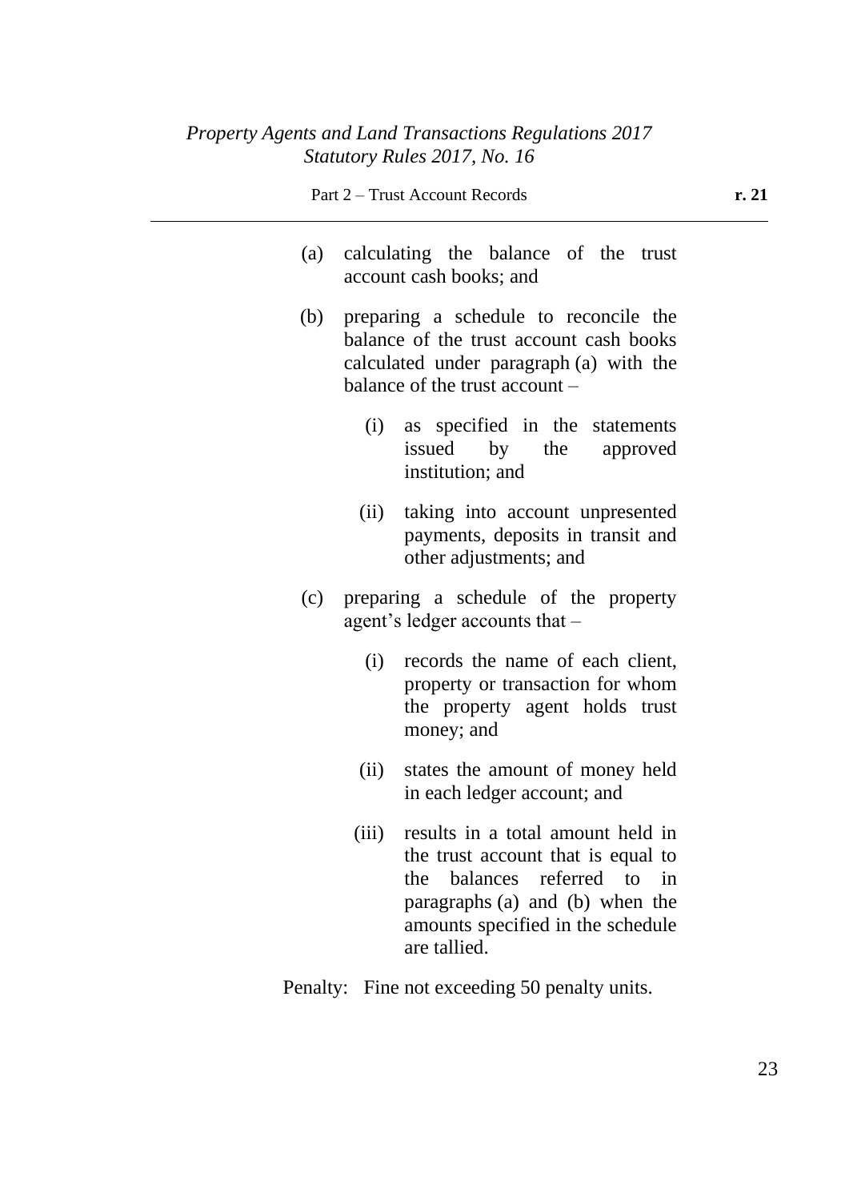(a) calculating the balance of the trust account cash books; and

(b) preparing a schedule to reconcile the balance of the trust account cash books calculated under paragraph (a) with the balance of the trust account –

   (i) as specified in the statements issued by the approved institution; and

   (ii) taking into account unpresented payments, deposits in transit and other adjustments; and

(c) preparing a schedule of the property agent's ledger accounts that –

   (i) records the name of each client, property or transaction for whom the property agent holds trust money; and

   (ii) states the amount of money held in each ledger account; and

   (iii) results in a total amount held in the trust account that is equal to the balances referred to in paragraphs (a) and (b) when the amounts specified in the schedule are tallied.

Penalty: Fine not exceeding 50 penalty units.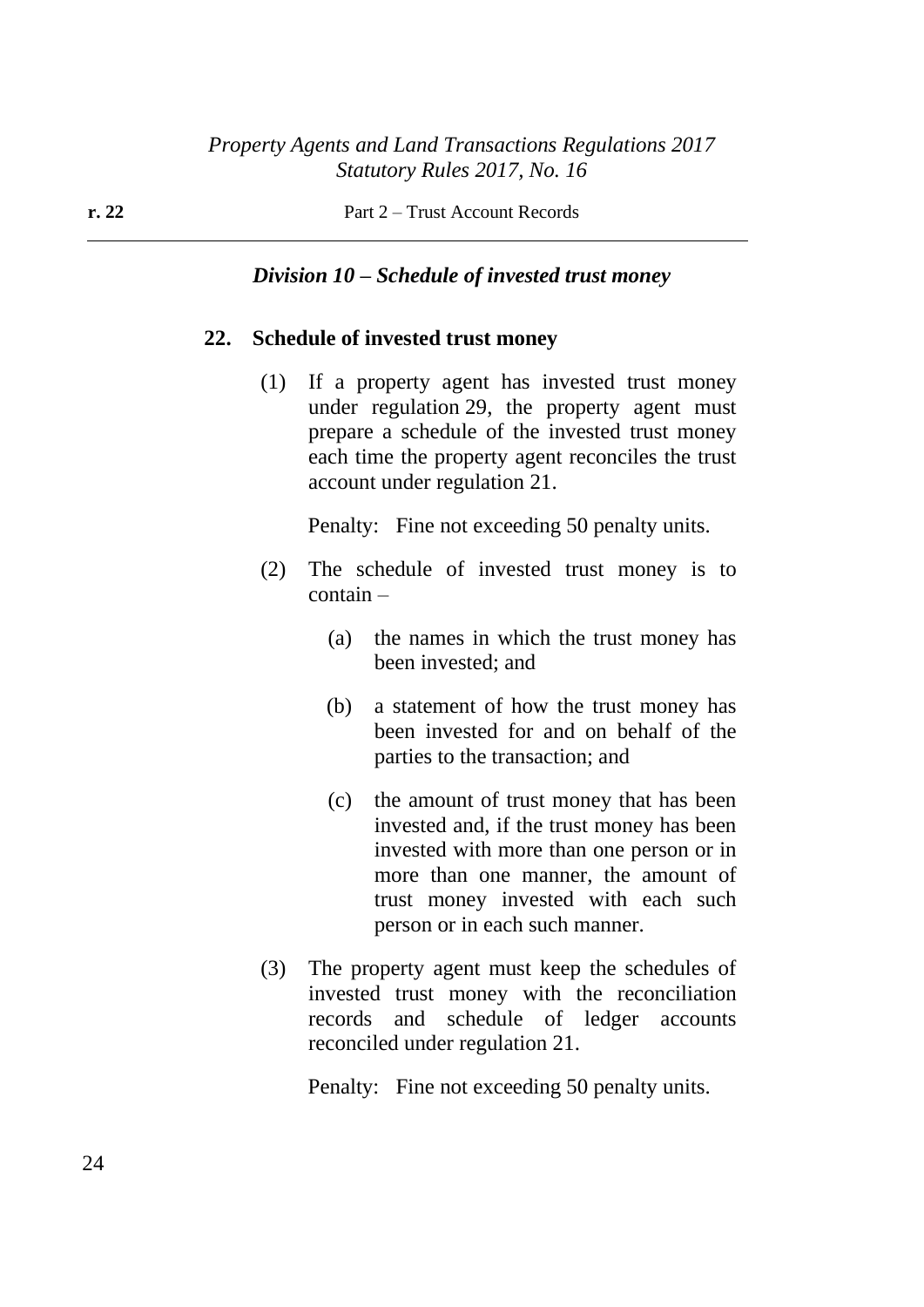### *Division 10 – Schedule of invested trust money*

#### 22. Schedule of invested trust money

(1) If a property agent has invested trust money under regulation 29, the property agent must prepare a schedule of the invested trust money each time the property agent reconciles the trust account under regulation 21.

Penalty: Fine not exceeding 50 penalty units.

(2) The schedule of invested trust money is to contain –

(a) the names in which the trust money has been invested; and

(b) a statement of how the trust money has been invested for and on behalf of the parties to the transaction; and

(c) the amount of trust money that has been invested and, if the trust money has been invested with more than one person or in more than one manner, the amount of trust money invested with each such person or in each such manner.

(3) The property agent must keep the schedules of invested trust money with the reconciliation records and schedule of ledger accounts reconciled under regulation 21.

Penalty: Fine not exceeding 50 penalty units.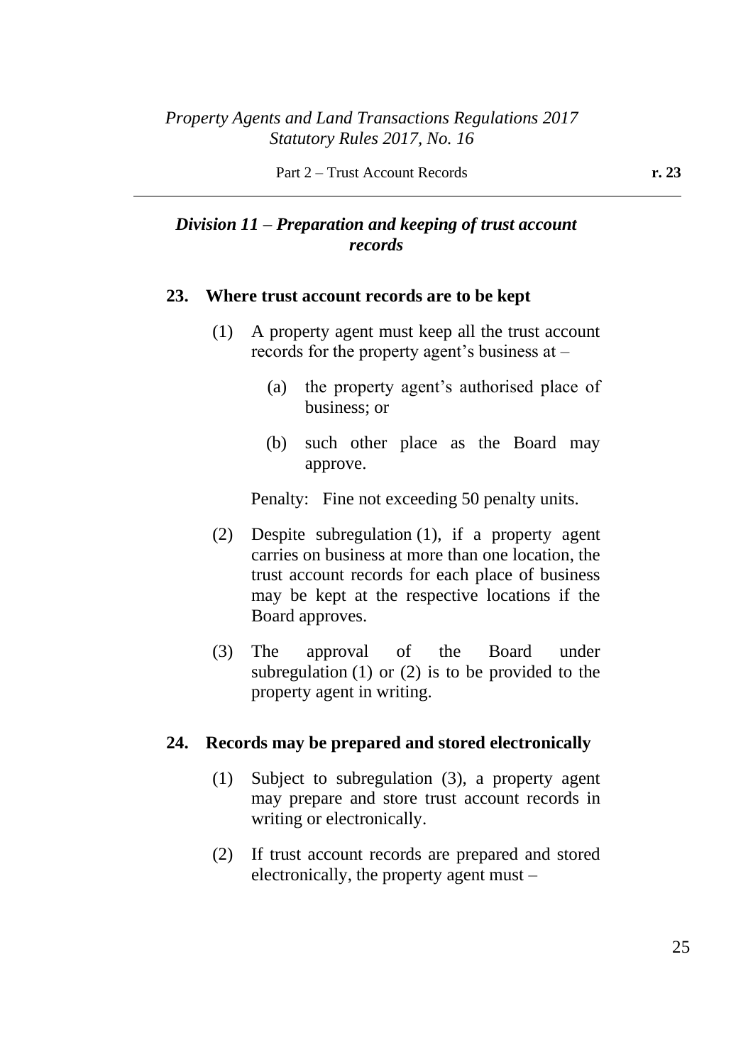### *Division 11 – Preparation and keeping of trust account records*

#### 23. Where trust account records are to be kept

(1) A property agent must keep all the trust account records for the property agent's business at –

(a) the property agent's authorised place of business; or

(b) such other place as the Board may approve.

Penalty: Fine not exceeding 50 penalty units.

(2) Despite subregulation (1), if a property agent carries on business at more than one location, the trust account records for each place of business may be kept at the respective locations if the Board approves.

(3) The approval of the Board under subregulation (1) or (2) is to be provided to the property agent in writing.

#### 24. Records may be prepared and stored electronically

(1) Subject to subregulation (3), a property agent may prepare and store trust account records in writing or electronically.

(2) If trust account records are prepared and stored electronically, the property agent must –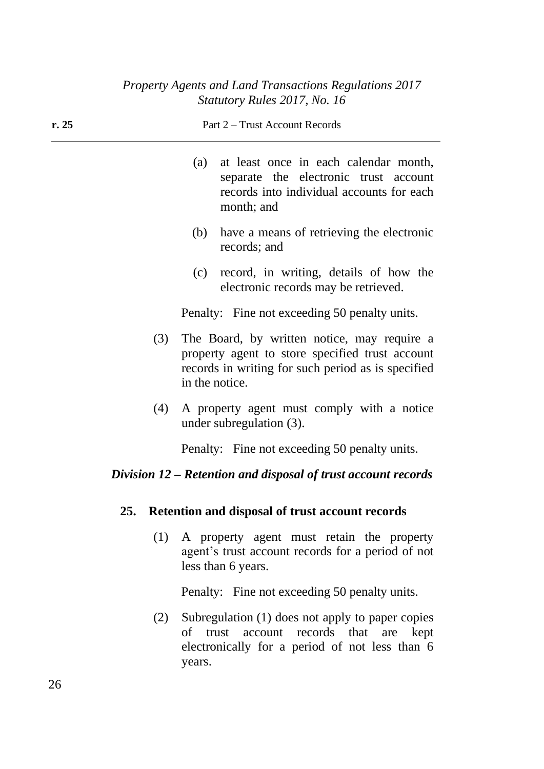(a) at least once in each calendar month, separate the electronic trust account records into individual accounts for each month; and

(b) have a means of retrieving the electronic records; and

(c) record, in writing, details of how the electronic records may be retrieved.

Penalty: Fine not exceeding 50 penalty units.

(3) The Board, by written notice, may require a property agent to store specified trust account records in writing for such period as is specified in the notice.

(4) A property agent must comply with a notice under subregulation (3).

Penalty: Fine not exceeding 50 penalty units.

## *Division 12 – Retention and disposal of trust account records*

### 25. Retention and disposal of trust account records

(1) A property agent must retain the property agent's trust account records for a period of not less than 6 years.

Penalty: Fine not exceeding 50 penalty units.

(2) Subregulation (1) does not apply to paper copies of trust account records that are kept electronically for a period of not less than 6 years.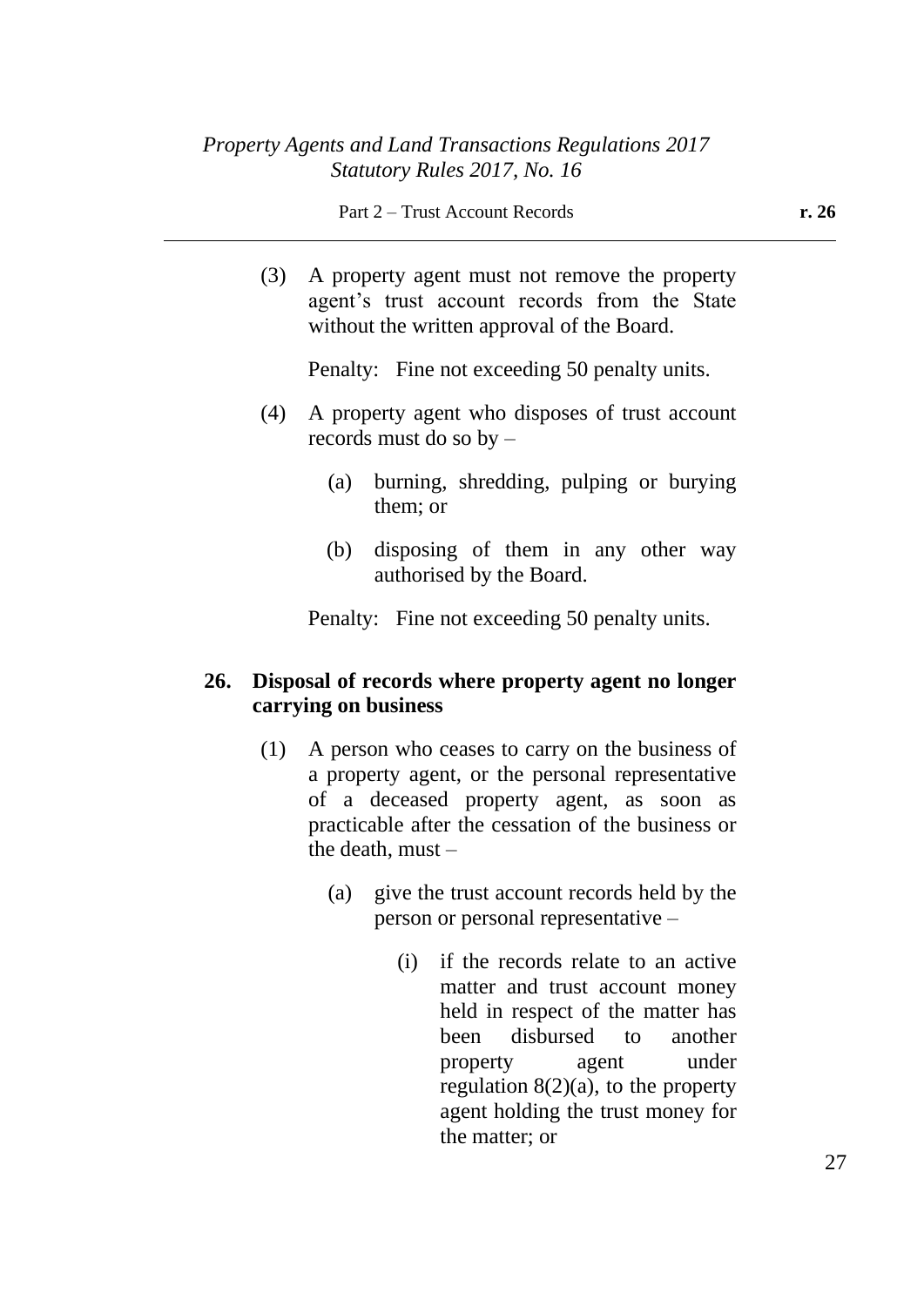(3) A property agent must not remove the property agent's trust account records from the State without the written approval of the Board.

Penalty: Fine not exceeding 50 penalty units.

(4) A property agent who disposes of trust account records must do so by –

(a) burning, shredding, pulping or burying them; or

(b) disposing of them in any other way authorised by the Board.

Penalty: Fine not exceeding 50 penalty units.

### 26. Disposal of records where property agent no longer carrying on business

(1) A person who ceases to carry on the business of a property agent, or the personal representative of a deceased property agent, as soon as practicable after the cessation of the business or the death, must –

(a) give the trust account records held by the person or personal representative –

(i) if the records relate to an active matter and trust account money held in respect of the matter has been disbursed to another property agent under regulation 8(2)(a), to the property agent holding the trust money for the matter; or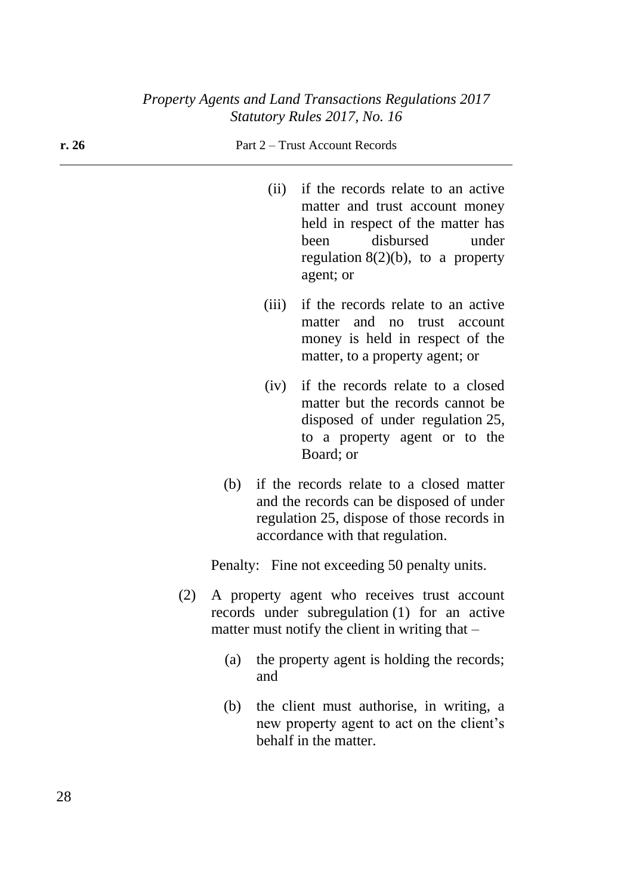(ii) if the records relate to an active matter and trust account money held in respect of the matter has been disbursed under regulation 8(2)(b), to a property agent; or

(iii) if the records relate to an active matter and no trust account money is held in respect of the matter, to a property agent; or

(iv) if the records relate to a closed matter but the records cannot be disposed of under regulation 25, to a property agent or to the Board; or

(b) if the records relate to a closed matter and the records can be disposed of under regulation 25, dispose of those records in accordance with that regulation.

Penalty: Fine not exceeding 50 penalty units.

(2) A property agent who receives trust account records under subregulation (1) for an active matter must notify the client in writing that –

(a) the property agent is holding the records; and

(b) the client must authorise, in writing, a new property agent to act on the client's behalf in the matter.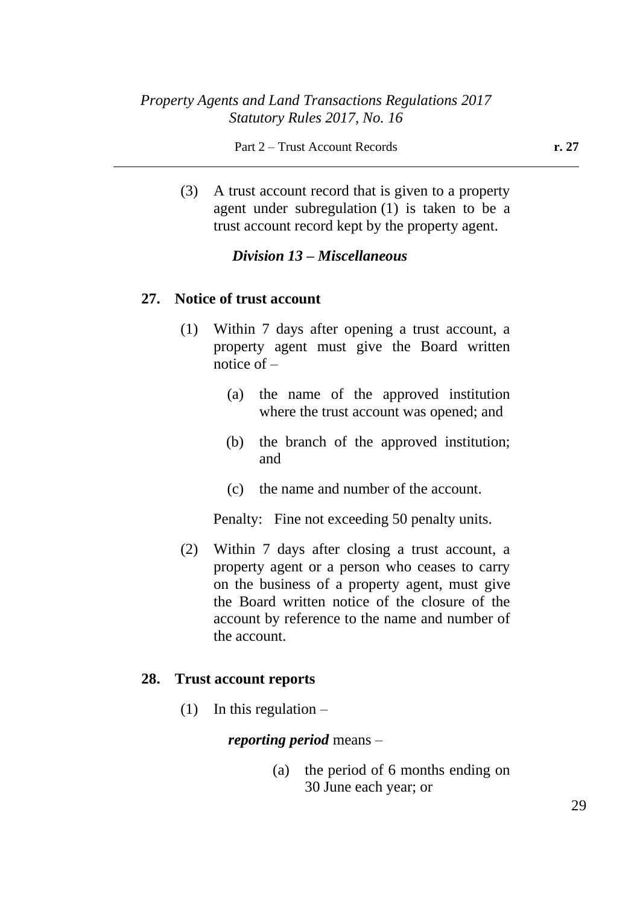(3) A trust account record that is given to a property agent under subregulation (1) is taken to be a trust account record kept by the property agent.

### *Division 13 – Miscellaneous*

#### 27. Notice of trust account

(1) Within 7 days after opening a trust account, a property agent must give the Board written notice of –

(a) the name of the approved institution where the trust account was opened; and

(b) the branch of the approved institution; and

(c) the name and number of the account.

Penalty: Fine not exceeding 50 penalty units.

(2) Within 7 days after closing a trust account, a property agent or a person who ceases to carry on the business of a property agent, must give the Board written notice of the closure of the account by reference to the name and number of the account.

#### 28. Trust account reports

(1) In this regulation –

***reporting period*** means –

(a) the period of 6 months ending on 30 June each year; or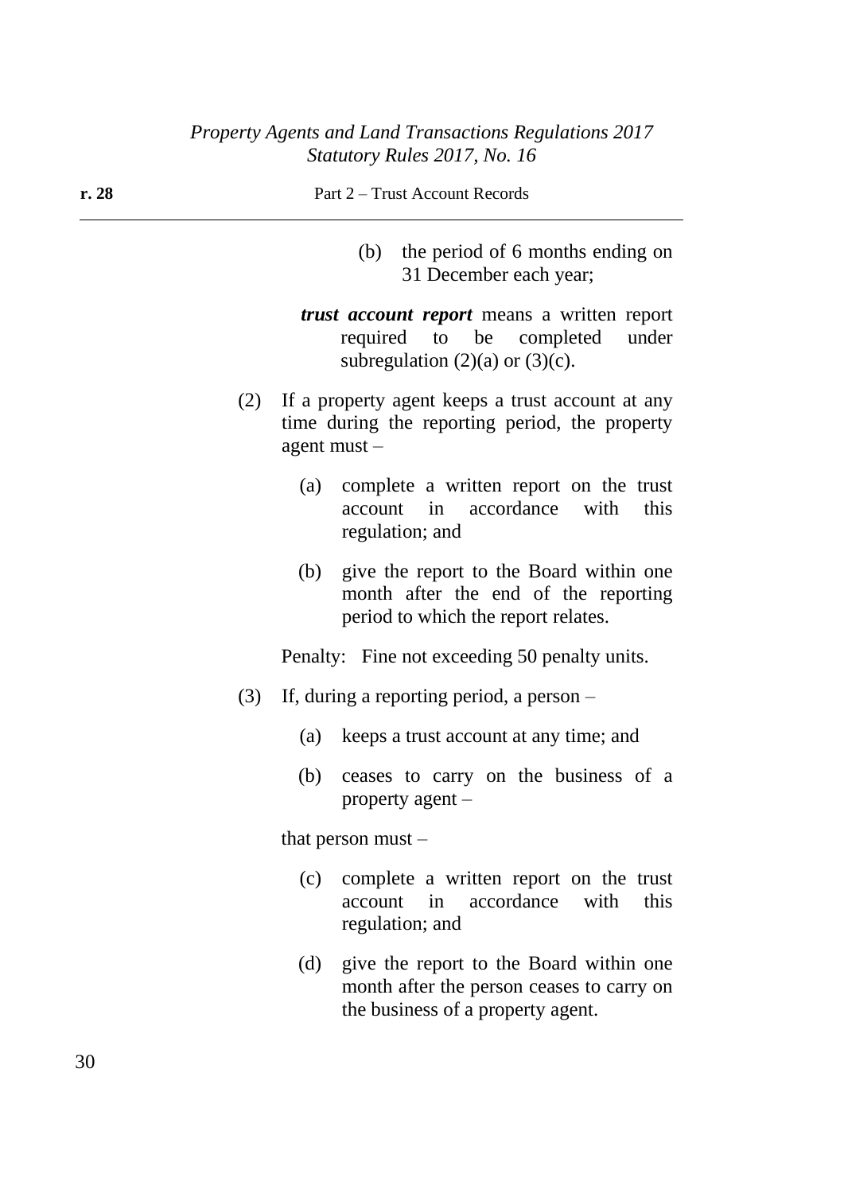(b) the period of 6 months ending on 31 December each year;

***trust account report*** means a written report required to be completed under subregulation (2)(a) or (3)(c).

(2) If a property agent keeps a trust account at any time during the reporting period, the property agent must –

(a) complete a written report on the trust account in accordance with this regulation; and

(b) give the report to the Board within one month after the end of the reporting period to which the report relates.

Penalty: Fine not exceeding 50 penalty units.

(3) If, during a reporting period, a person –

(a) keeps a trust account at any time; and

(b) ceases to carry on the business of a property agent –

that person must –

(c) complete a written report on the trust account in accordance with this regulation; and

(d) give the report to the Board within one month after the person ceases to carry on the business of a property agent.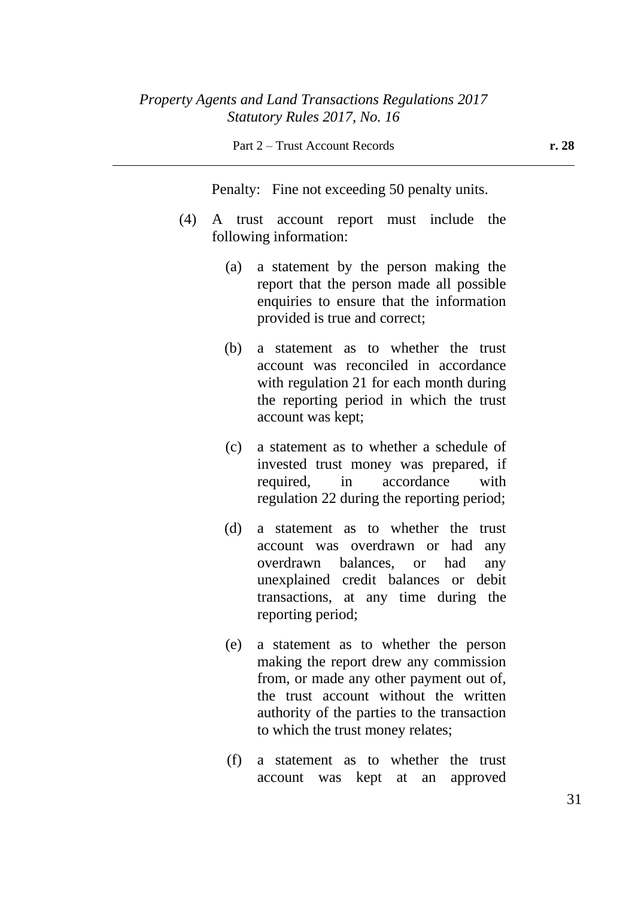Penalty: Fine not exceeding 50 penalty units.

(4) A trust account report must include the following information:

(a) a statement by the person making the report that the person made all possible enquiries to ensure that the information provided is true and correct;

(b) a statement as to whether the trust account was reconciled in accordance with regulation 21 for each month during the reporting period in which the trust account was kept;

(c) a statement as to whether a schedule of invested trust money was prepared, if required, in accordance with regulation 22 during the reporting period;

(d) a statement as to whether the trust account was overdrawn or had any overdrawn balances, or had any unexplained credit balances or debit transactions, at any time during the reporting period;

(e) a statement as to whether the person making the report drew any commission from, or made any other payment out of, the trust account without the written authority of the parties to the transaction to which the trust money relates;

(f) a statement as to whether the trust account was kept at an approved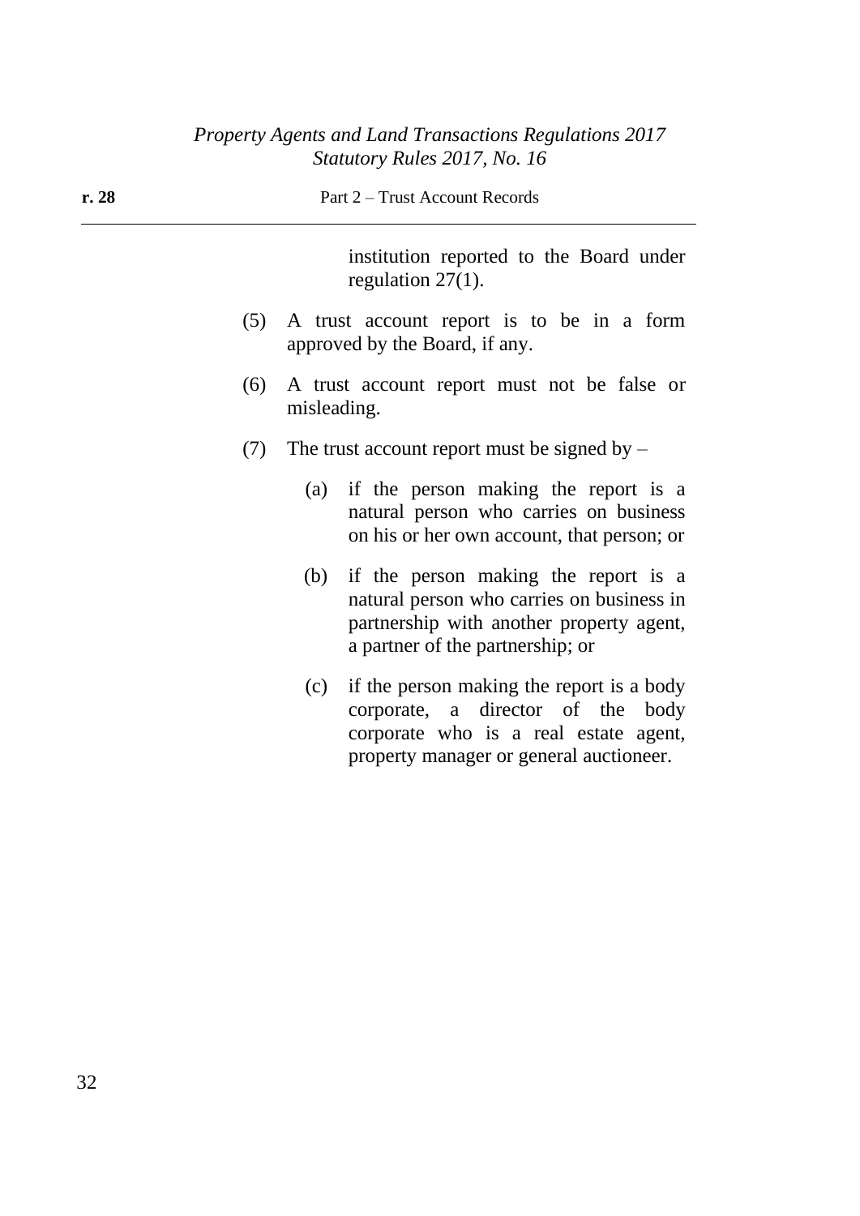institution reported to the Board under regulation 27(1).

(5) A trust account report is to be in a form approved by the Board, if any.

(6) A trust account report must not be false or misleading.

(7) The trust account report must be signed by –

(a) if the person making the report is a natural person who carries on business on his or her own account, that person; or

(b) if the person making the report is a natural person who carries on business in partnership with another property agent, a partner of the partnership; or

(c) if the person making the report is a body corporate, a director of the body corporate who is a real estate agent, property manager or general auctioneer.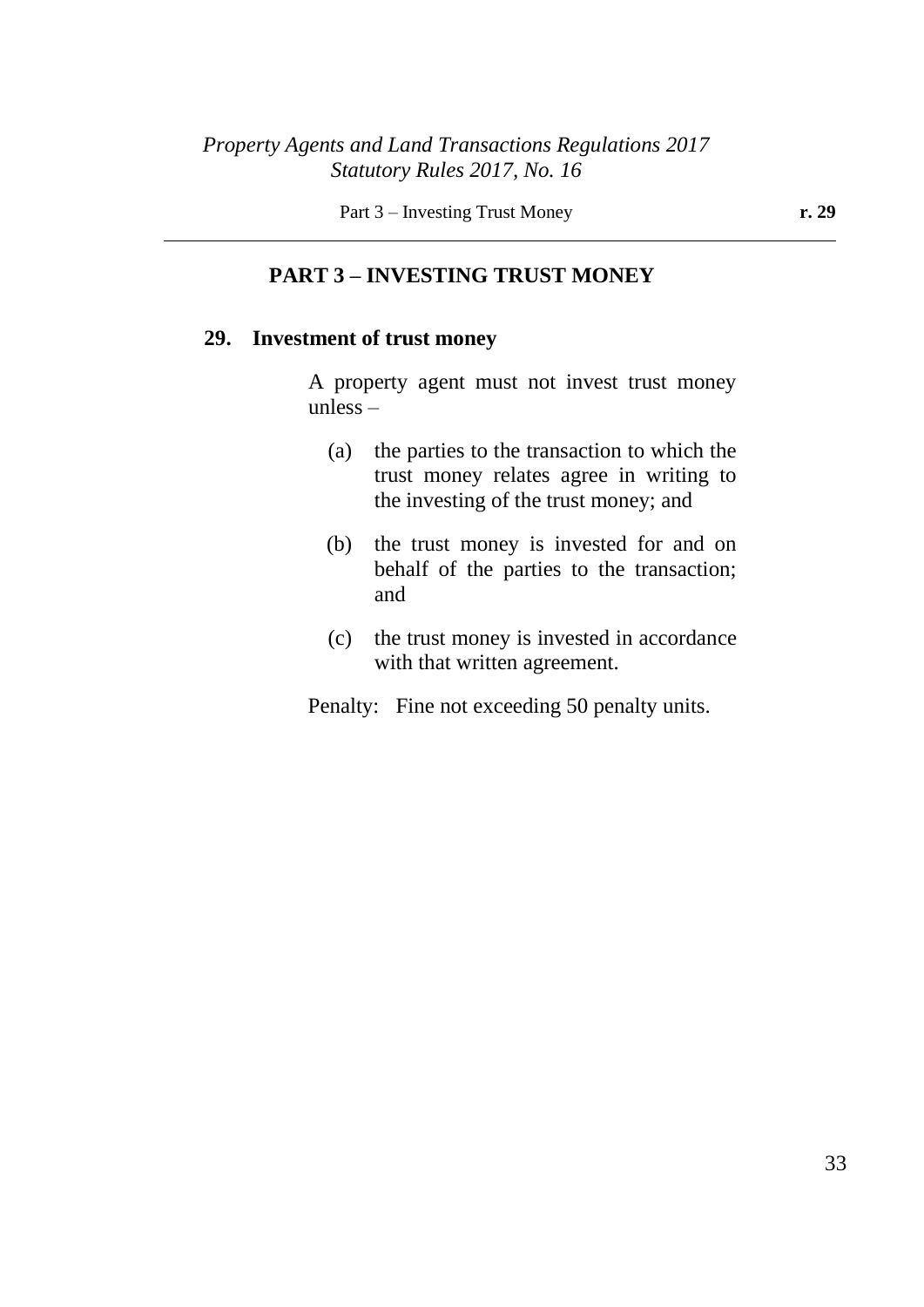## PART 3 – INVESTING TRUST MONEY

### 29. Investment of trust money

A property agent must not invest trust money unless –

(a) the parties to the transaction to which the trust money relates agree in writing to the investing of the trust money; and

(b) the trust money is invested for and on behalf of the parties to the transaction; and

(c) the trust money is invested in accordance with that written agreement.

Penalty: Fine not exceeding 50 penalty units.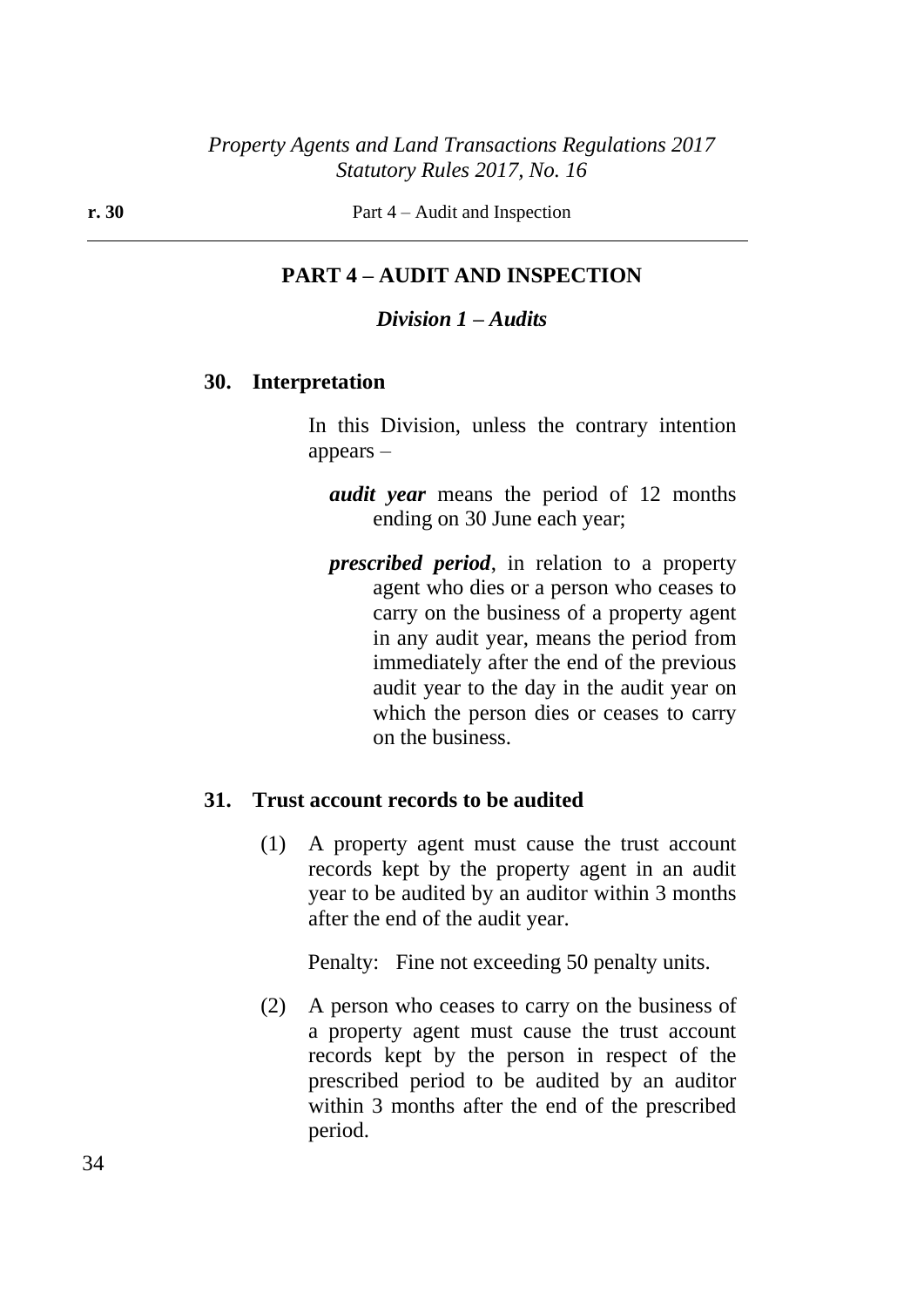## PART 4 – AUDIT AND INSPECTION

### *Division 1 – Audits*

**30. Interpretation**

In this Division, unless the contrary intention appears –

***audit year*** means the period of 12 months ending on 30 June each year;

***prescribed period***, in relation to a property agent who dies or a person who ceases to carry on the business of a property agent in any audit year, means the period from immediately after the end of the previous audit year to the day in the audit year on which the person dies or ceases to carry on the business.

**31. Trust account records to be audited**

(1) A property agent must cause the trust account records kept by the property agent in an audit year to be audited by an auditor within 3 months after the end of the audit year.

Penalty: Fine not exceeding 50 penalty units.

(2) A person who ceases to carry on the business of a property agent must cause the trust account records kept by the person in respect of the prescribed period to be audited by an auditor within 3 months after the end of the prescribed period.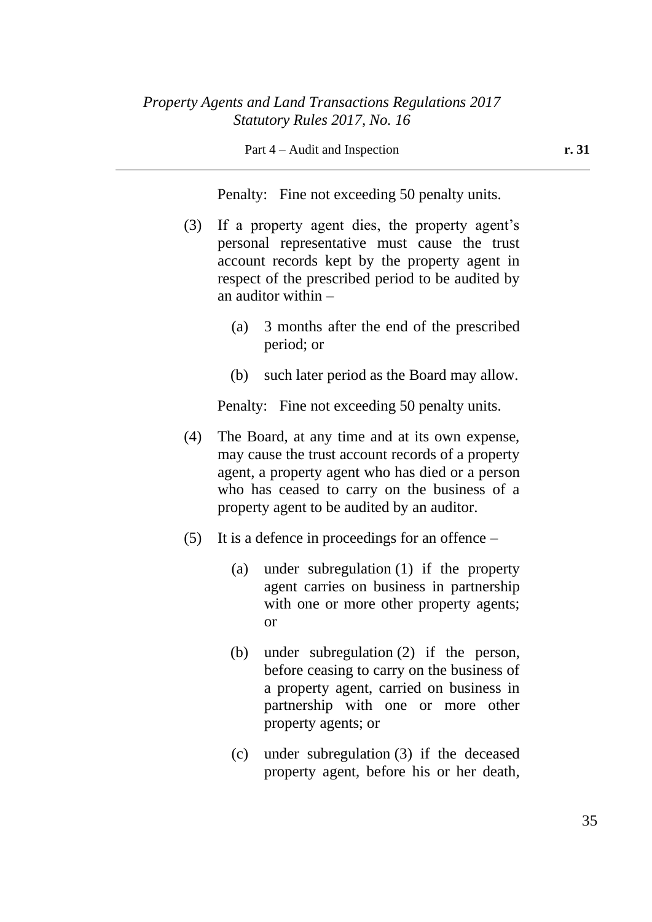Penalty: Fine not exceeding 50 penalty units.

(3) If a property agent dies, the property agent's personal representative must cause the trust account records kept by the property agent in respect of the prescribed period to be audited by an auditor within –

(a) 3 months after the end of the prescribed period; or

(b) such later period as the Board may allow.

Penalty: Fine not exceeding 50 penalty units.

(4) The Board, at any time and at its own expense, may cause the trust account records of a property agent, a property agent who has died or a person who has ceased to carry on the business of a property agent to be audited by an auditor.

(5) It is a defence in proceedings for an offence –

(a) under subregulation (1) if the property agent carries on business in partnership with one or more other property agents; or

(b) under subregulation (2) if the person, before ceasing to carry on the business of a property agent, carried on business in partnership with one or more other property agents; or

(c) under subregulation (3) if the deceased property agent, before his or her death,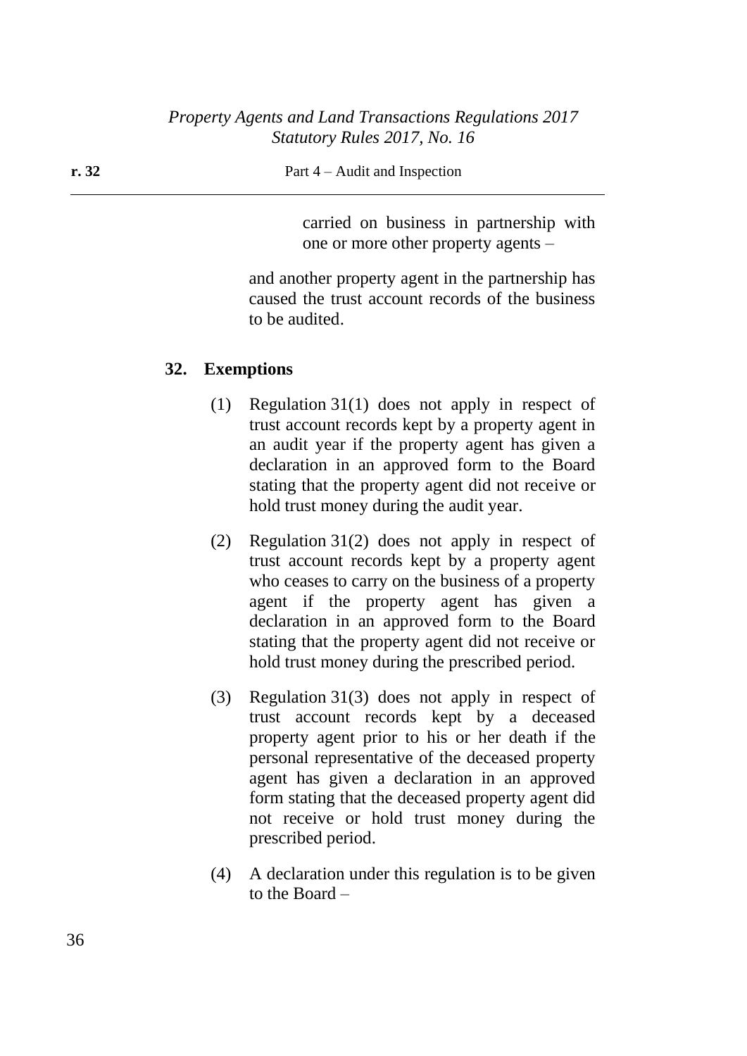carried on business in partnership with one or more other property agents –

and another property agent in the partnership has caused the trust account records of the business to be audited.

## 32. Exemptions

(1) Regulation 31(1) does not apply in respect of trust account records kept by a property agent in an audit year if the property agent has given a declaration in an approved form to the Board stating that the property agent did not receive or hold trust money during the audit year.

(2) Regulation 31(2) does not apply in respect of trust account records kept by a property agent who ceases to carry on the business of a property agent if the property agent has given a declaration in an approved form to the Board stating that the property agent did not receive or hold trust money during the prescribed period.

(3) Regulation 31(3) does not apply in respect of trust account records kept by a deceased property agent prior to his or her death if the personal representative of the deceased property agent has given a declaration in an approved form stating that the deceased property agent did not receive or hold trust money during the prescribed period.

(4) A declaration under this regulation is to be given to the Board –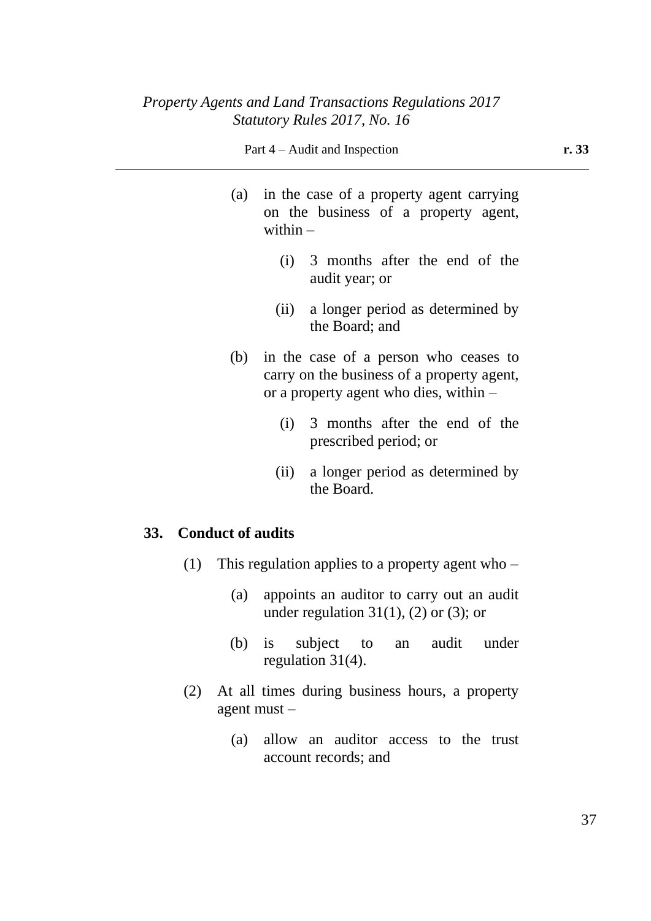(a) in the case of a property agent carrying on the business of a property agent, within –

(i) 3 months after the end of the audit year; or

(ii) a longer period as determined by the Board; and

(b) in the case of a person who ceases to carry on the business of a property agent, or a property agent who dies, within –

(i) 3 months after the end of the prescribed period; or

(ii) a longer period as determined by the Board.

## 33. Conduct of audits

(1) This regulation applies to a property agent who –

(a) appoints an auditor to carry out an audit under regulation 31(1), (2) or (3); or

(b) is subject to an audit under regulation 31(4).

(2) At all times during business hours, a property agent must –

(a) allow an auditor access to the trust account records; and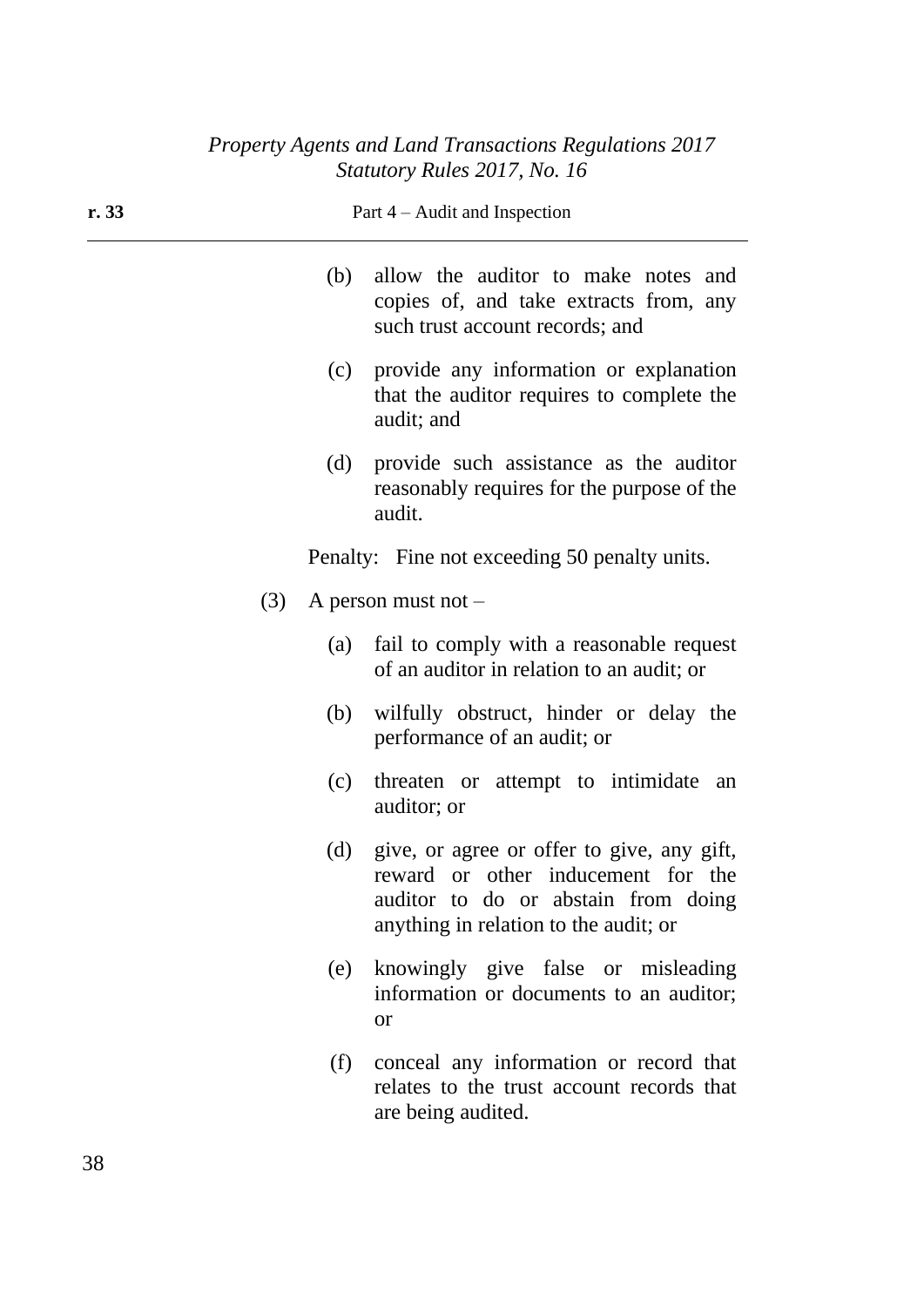(b) allow the auditor to make notes and copies of, and take extracts from, any such trust account records; and

(c) provide any information or explanation that the auditor requires to complete the audit; and

(d) provide such assistance as the auditor reasonably requires for the purpose of the audit.

Penalty: Fine not exceeding 50 penalty units.

(3) A person must not –

(a) fail to comply with a reasonable request of an auditor in relation to an audit; or

(b) wilfully obstruct, hinder or delay the performance of an audit; or

(c) threaten or attempt to intimidate an auditor; or

(d) give, or agree or offer to give, any gift, reward or other inducement for the auditor to do or abstain from doing anything in relation to the audit; or

(e) knowingly give false or misleading information or documents to an auditor; or

(f) conceal any information or record that relates to the trust account records that are being audited.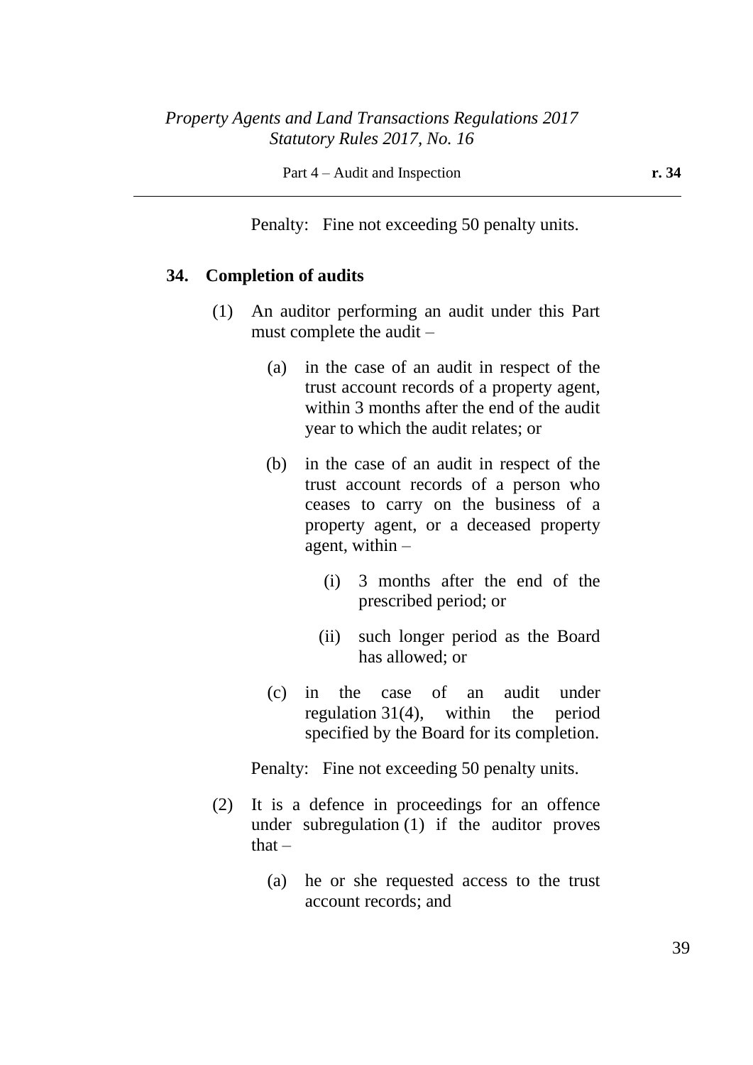Penalty: Fine not exceeding 50 penalty units.

### 34. Completion of audits

(1) An auditor performing an audit under this Part must complete the audit –

(a) in the case of an audit in respect of the trust account records of a property agent, within 3 months after the end of the audit year to which the audit relates; or

(b) in the case of an audit in respect of the trust account records of a person who ceases to carry on the business of a property agent, or a deceased property agent, within –

(i) 3 months after the end of the prescribed period; or

(ii) such longer period as the Board has allowed; or

(c) in the case of an audit under regulation 31(4), within the period specified by the Board for its completion.

Penalty: Fine not exceeding 50 penalty units.

(2) It is a defence in proceedings for an offence under subregulation (1) if the auditor proves that –

(a) he or she requested access to the trust account records; and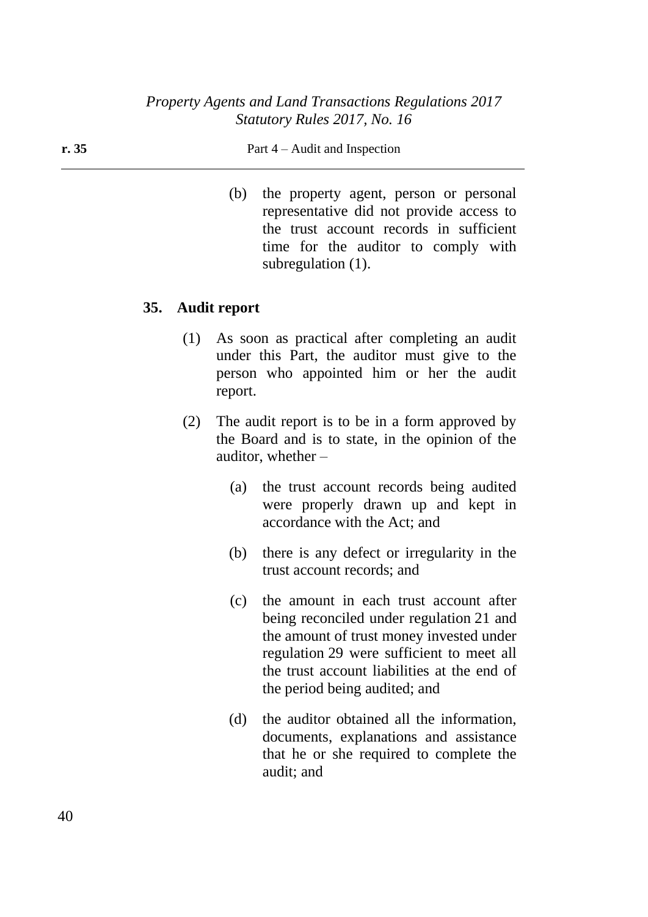(b) the property agent, person or personal representative did not provide access to the trust account records in sufficient time for the auditor to comply with subregulation (1).

### 35. Audit report

(1) As soon as practical after completing an audit under this Part, the auditor must give to the person who appointed him or her the audit report.

(2) The audit report is to be in a form approved by the Board and is to state, in the opinion of the auditor, whether –

(a) the trust account records being audited were properly drawn up and kept in accordance with the Act; and

(b) there is any defect or irregularity in the trust account records; and

(c) the amount in each trust account after being reconciled under regulation 21 and the amount of trust money invested under regulation 29 were sufficient to meet all the trust account liabilities at the end of the period being audited; and

(d) the auditor obtained all the information, documents, explanations and assistance that he or she required to complete the audit; and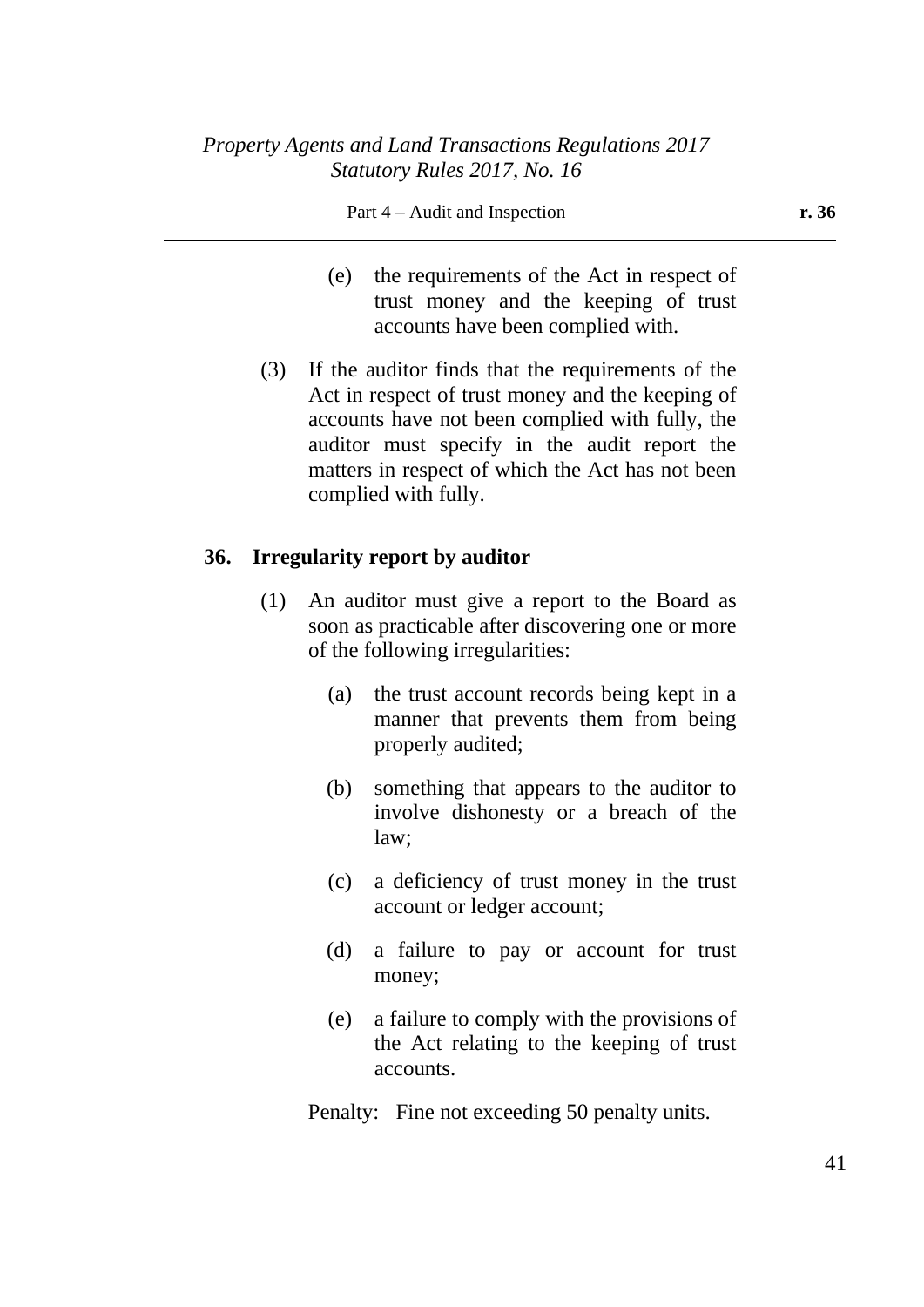(e) the requirements of the Act in respect of trust money and the keeping of trust accounts have been complied with.

(3) If the auditor finds that the requirements of the Act in respect of trust money and the keeping of accounts have not been complied with fully, the auditor must specify in the audit report the matters in respect of which the Act has not been complied with fully.

## 36. Irregularity report by auditor

(1) An auditor must give a report to the Board as soon as practicable after discovering one or more of the following irregularities:

(a) the trust account records being kept in a manner that prevents them from being properly audited;

(b) something that appears to the auditor to involve dishonesty or a breach of the law;

(c) a deficiency of trust money in the trust account or ledger account;

(d) a failure to pay or account for trust money;

(e) a failure to comply with the provisions of the Act relating to the keeping of trust accounts.

Penalty: Fine not exceeding 50 penalty units.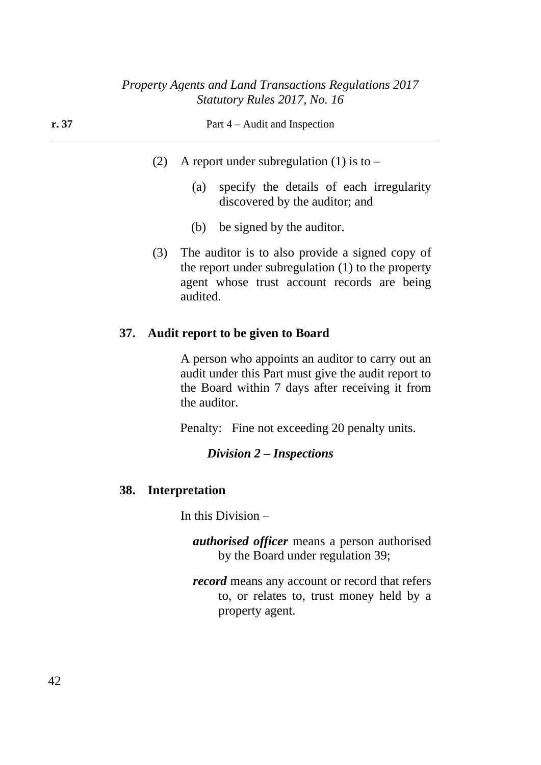(2) A report under subregulation (1) is to –

(a) specify the details of each irregularity discovered by the auditor; and

(b) be signed by the auditor.

(3) The auditor is to also provide a signed copy of the report under subregulation (1) to the property agent whose trust account records are being audited.

**37. Audit report to be given to Board**

A person who appoints an auditor to carry out an audit under this Part must give the audit report to the Board within 7 days after receiving it from the auditor.

Penalty: Fine not exceeding 20 penalty units.

***Division 2 – Inspections***

**38. Interpretation**

In this Division –

***authorised officer*** means a person authorised by the Board under regulation 39;

***record*** means any account or record that refers to, or relates to, trust money held by a property agent.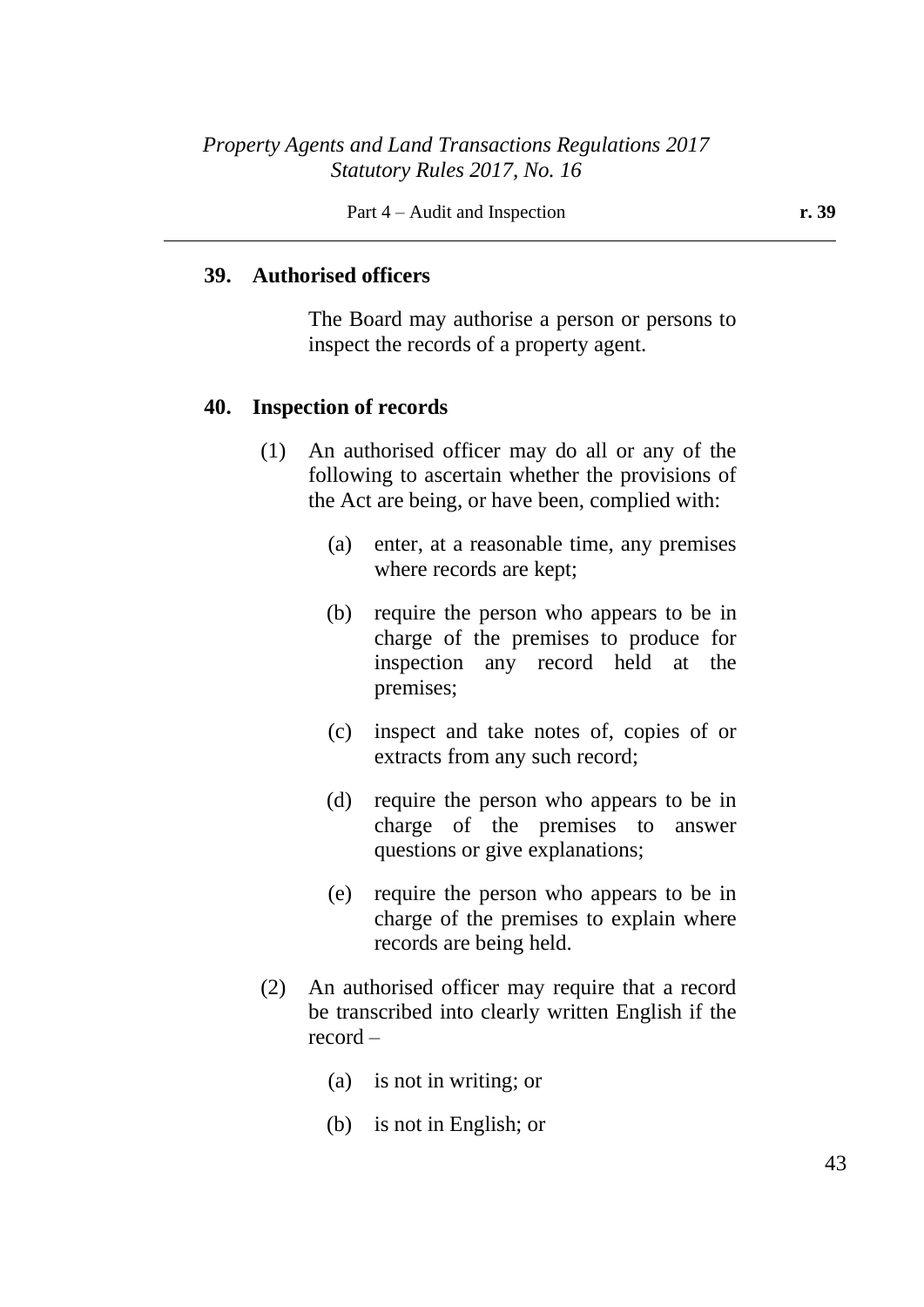## 39. Authorised officers

The Board may authorise a person or persons to inspect the records of a property agent.

## 40. Inspection of records

(1) An authorised officer may do all or any of the following to ascertain whether the provisions of the Act are being, or have been, complied with:

(a) enter, at a reasonable time, any premises where records are kept;

(b) require the person who appears to be in charge of the premises to produce for inspection any record held at the premises;

(c) inspect and take notes of, copies of or extracts from any such record;

(d) require the person who appears to be in charge of the premises to answer questions or give explanations;

(e) require the person who appears to be in charge of the premises to explain where records are being held.

(2) An authorised officer may require that a record be transcribed into clearly written English if the record –

(a) is not in writing; or

(b) is not in English; or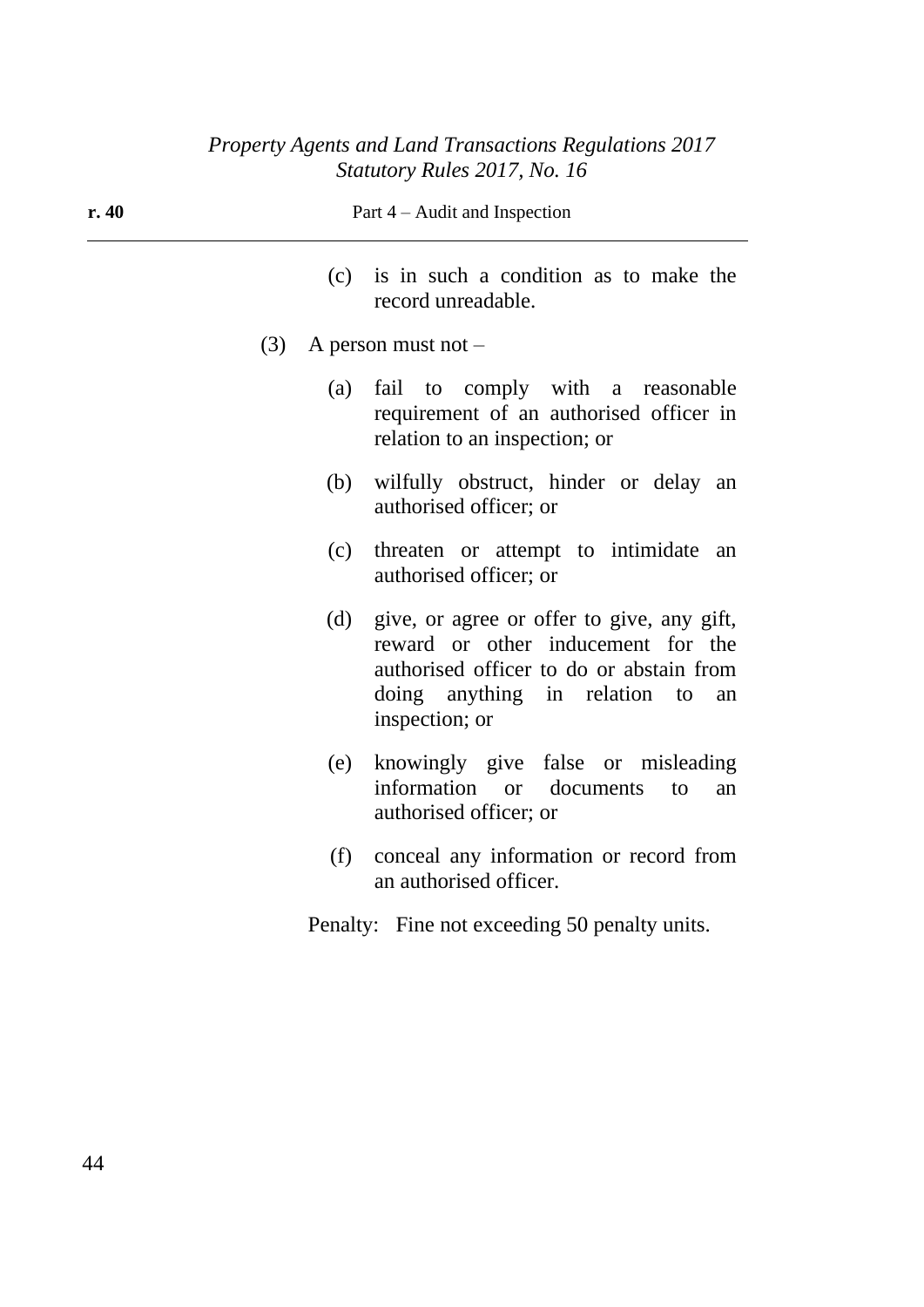(c) is in such a condition as to make the record unreadable.

(3) A person must not –

(a) fail to comply with a reasonable requirement of an authorised officer in relation to an inspection; or

(b) wilfully obstruct, hinder or delay an authorised officer; or

(c) threaten or attempt to intimidate an authorised officer; or

(d) give, or agree or offer to give, any gift, reward or other inducement for the authorised officer to do or abstain from doing anything in relation to an inspection; or

(e) knowingly give false or misleading information or documents to an authorised officer; or

(f) conceal any information or record from an authorised officer.

Penalty: Fine not exceeding 50 penalty units.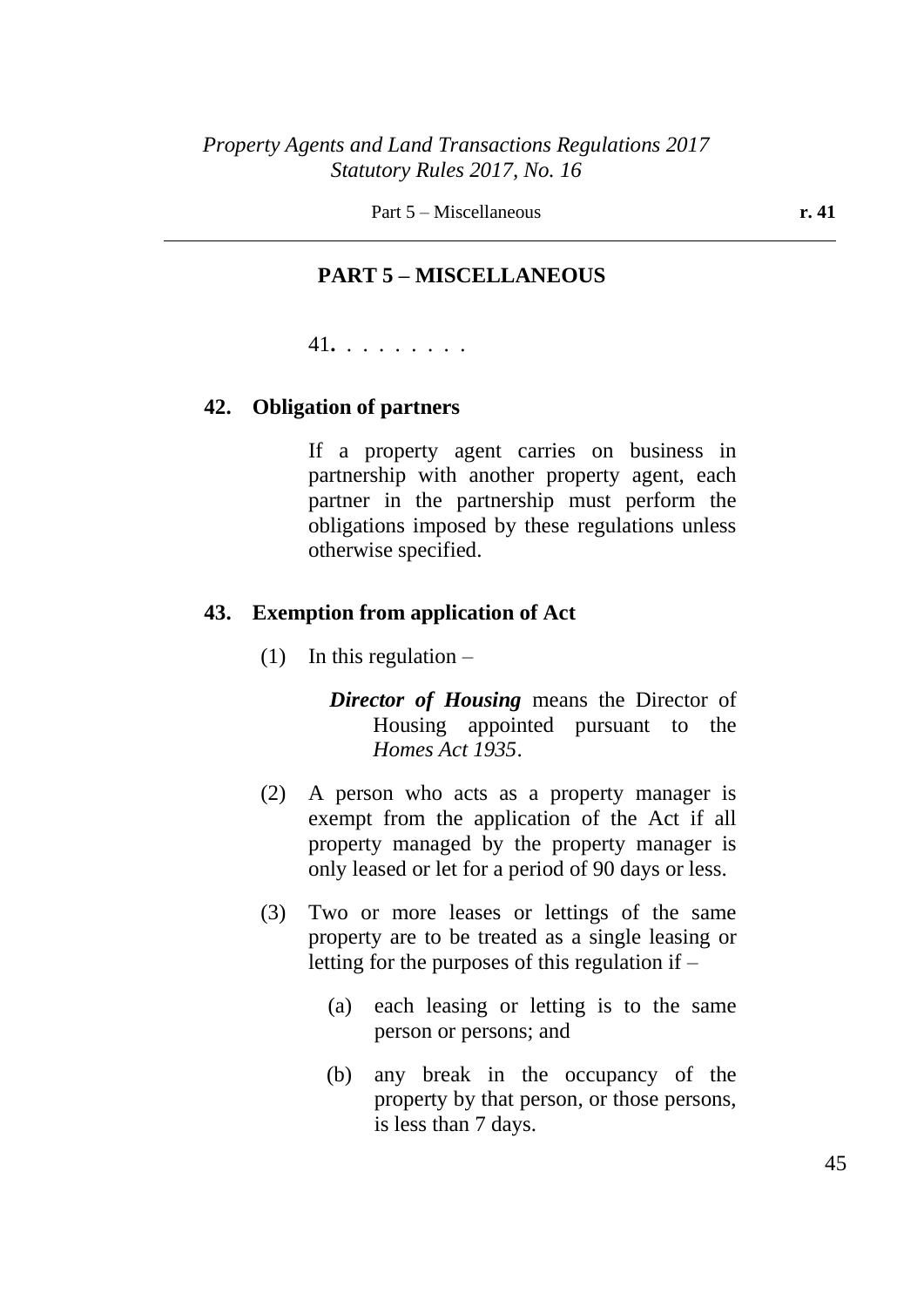## PART 5 – MISCELLANEOUS

41. . . . . . . . .

### 42. Obligation of partners

If a property agent carries on business in partnership with another property agent, each partner in the partnership must perform the obligations imposed by these regulations unless otherwise specified.

### 43. Exemption from application of Act

(1) In this regulation –

***Director of Housing*** means the Director of Housing appointed pursuant to the *Homes Act 1935*.

(2) A person who acts as a property manager is exempt from the application of the Act if all property managed by the property manager is only leased or let for a period of 90 days or less.

(3) Two or more leases or lettings of the same property are to be treated as a single leasing or letting for the purposes of this regulation if –

(a) each leasing or letting is to the same person or persons; and

(b) any break in the occupancy of the property by that person, or those persons, is less than 7 days.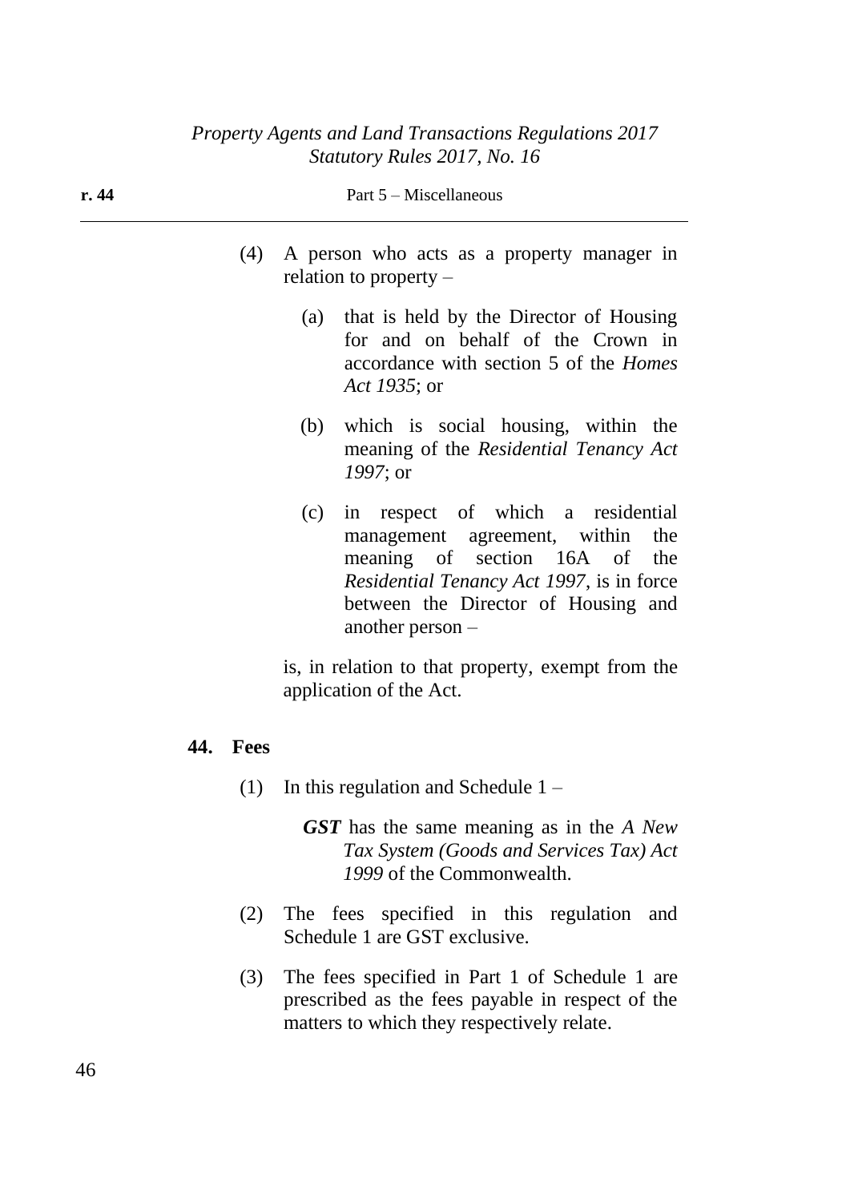(4) A person who acts as a property manager in relation to property –

(a) that is held by the Director of Housing for and on behalf of the Crown in accordance with section 5 of the *Homes Act 1935*; or

(b) which is social housing, within the meaning of the *Residential Tenancy Act 1997*; or

(c) in respect of which a residential management agreement, within the meaning of section 16A of the *Residential Tenancy Act 1997*, is in force between the Director of Housing and another person –

is, in relation to that property, exempt from the application of the Act.

**44. Fees**

(1) In this regulation and Schedule 1 –

***GST*** has the same meaning as in the *A New Tax System (Goods and Services Tax) Act 1999* of the Commonwealth.

(2) The fees specified in this regulation and Schedule 1 are GST exclusive.

(3) The fees specified in Part 1 of Schedule 1 are prescribed as the fees payable in respect of the matters to which they respectively relate.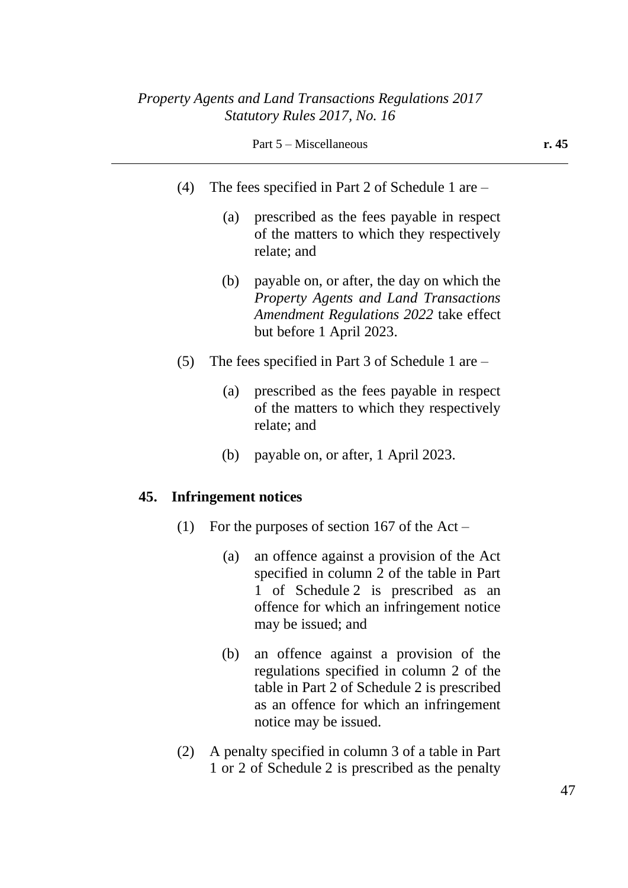(4) The fees specified in Part 2 of Schedule 1 are –

(a) prescribed as the fees payable in respect of the matters to which they respectively relate; and

(b) payable on, or after, the day on which the *Property Agents and Land Transactions Amendment Regulations 2022* take effect but before 1 April 2023.

(5) The fees specified in Part 3 of Schedule 1 are –

(a) prescribed as the fees payable in respect of the matters to which they respectively relate; and

(b) payable on, or after, 1 April 2023.

### 45. Infringement notices

(1) For the purposes of section 167 of the Act –

(a) an offence against a provision of the Act specified in column 2 of the table in Part 1 of Schedule 2 is prescribed as an offence for which an infringement notice may be issued; and

(b) an offence against a provision of the regulations specified in column 2 of the table in Part 2 of Schedule 2 is prescribed as an offence for which an infringement notice may be issued.

(2) A penalty specified in column 3 of a table in Part 1 or 2 of Schedule 2 is prescribed as the penalty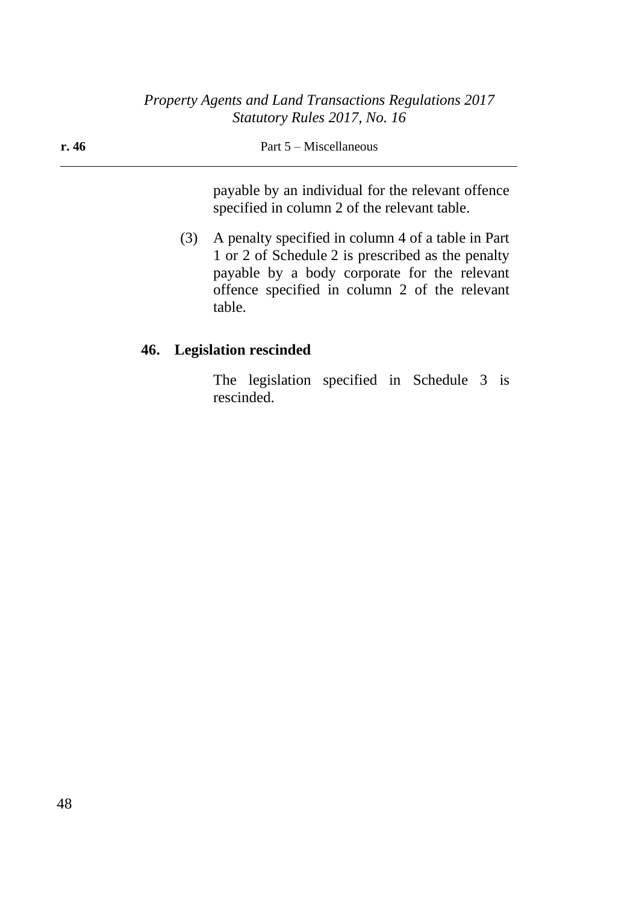payable by an individual for the relevant offence specified in column 2 of the relevant table.

(3) A penalty specified in column 4 of a table in Part 1 or 2 of Schedule 2 is prescribed as the penalty payable by a body corporate for the relevant offence specified in column 2 of the relevant table.

## 46. Legislation rescinded

The legislation specified in Schedule 3 is rescinded.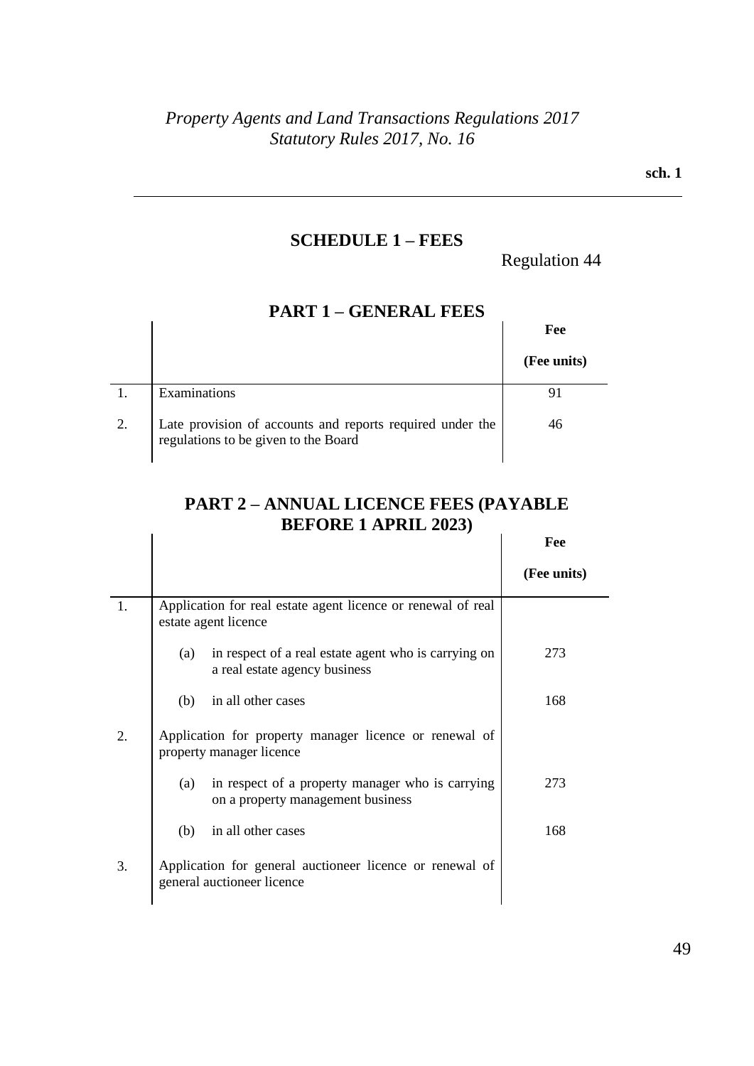## SCHEDULE 1 – FEES

Regulation 44

### PART 1 – GENERAL FEES

| | | Fee (Fee units) |
|---|---|---|
| 1. | Examinations | 91 |
| 2. | Late provision of accounts and reports required under the regulations to be given to the Board | 46 |

### PART 2 – ANNUAL LICENCE FEES (PAYABLE BEFORE 1 APRIL 2023)

| | | Fee (Fee units) |
|---|---|---|
| 1. | Application for real estate agent licence or renewal of real estate agent licence | |
| | (a) in respect of a real estate agent who is carrying on a real estate agency business | 273 |
| | (b) in all other cases | 168 |
| 2. | Application for property manager licence or renewal of property manager licence | |
| | (a) in respect of a property manager who is carrying on a property management business | 273 |
| | (b) in all other cases | 168 |
| 3. | Application for general auctioneer licence or renewal of general auctioneer licence | |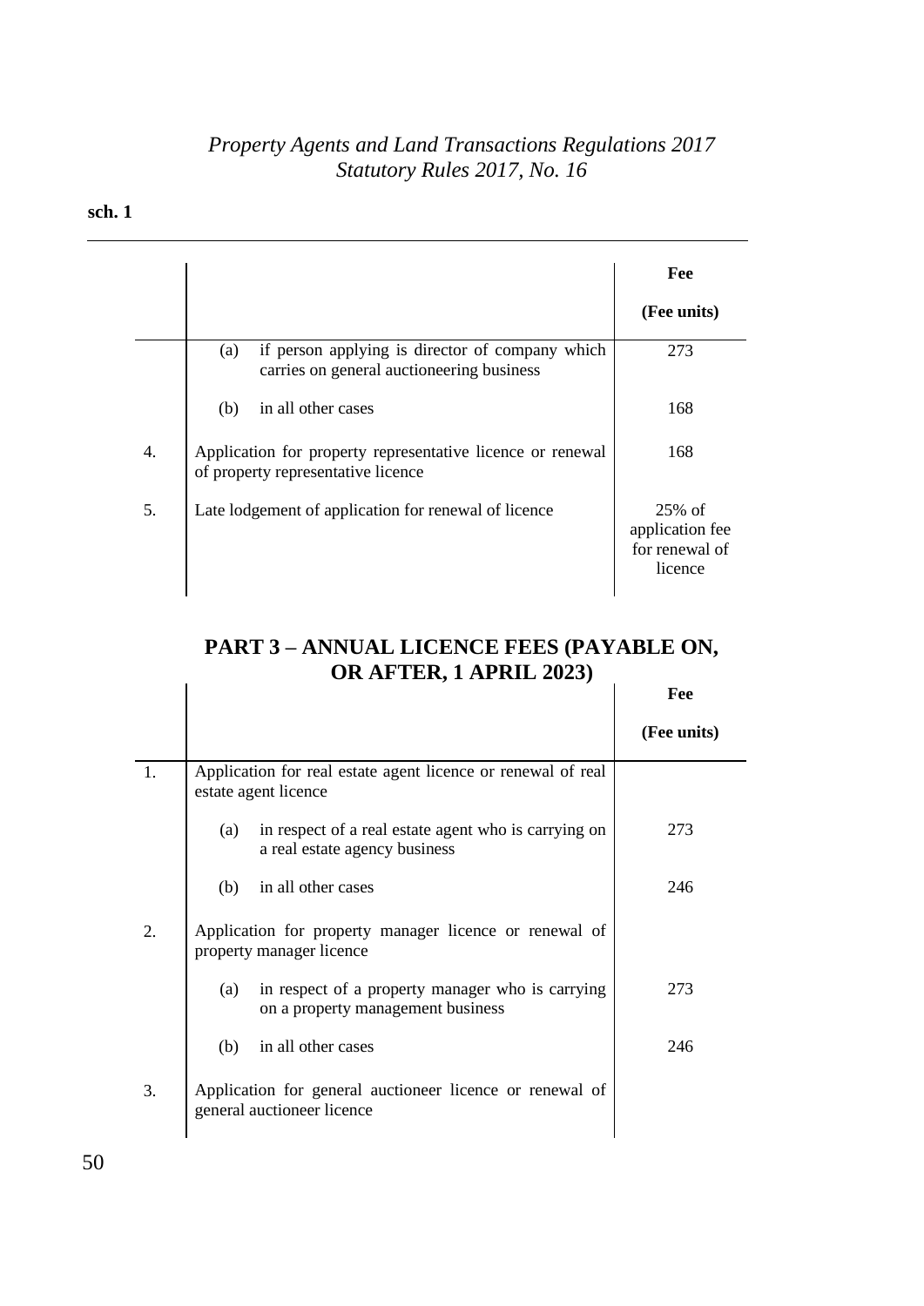| | | Fee (Fee units) |
|---|---|---|
| | (a) if person applying is director of company which carries on general auctioneering business | 273 |
| | (b) in all other cases | 168 |
| 4. | Application for property representative licence or renewal of property representative licence | 168 |
| 5. | Late lodgement of application for renewal of licence | 25% of application fee for renewal of licence |

## PART 3 – ANNUAL LICENCE FEES (PAYABLE ON, OR AFTER, 1 APRIL 2023)

| | | Fee (Fee units) |
|---|---|---|
| 1. | Application for real estate agent licence or renewal of real estate agent licence | |
| | (a) in respect of a real estate agent who is carrying on a real estate agency business | 273 |
| | (b) in all other cases | 246 |
| 2. | Application for property manager licence or renewal of property manager licence | |
| | (a) in respect of a property manager who is carrying on a property management business | 273 |
| | (b) in all other cases | 246 |
| 3. | Application for general auctioneer licence or renewal of general auctioneer licence | |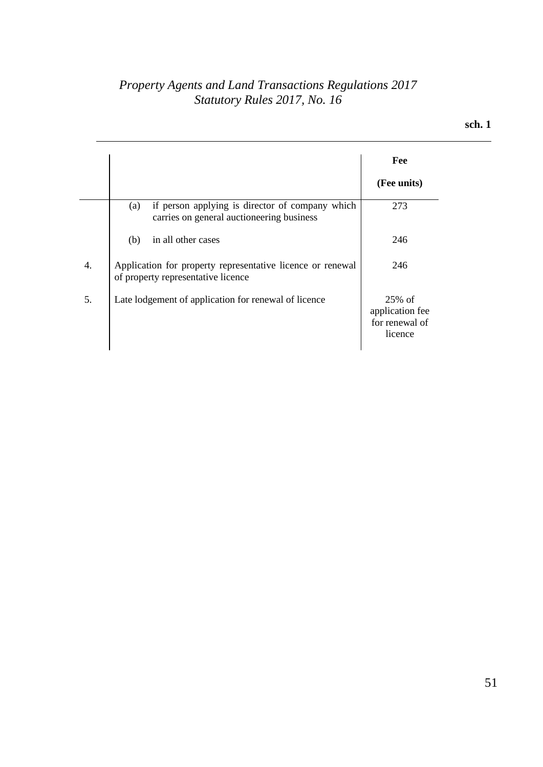| | | Fee (Fee units) |
|---|---|---|
| | (a) if person applying is director of company which carries on general auctioneering business | 273 |
| | (b) in all other cases | 246 |
| 4. | Application for property representative licence or renewal of property representative licence | 246 |
| 5. | Late lodgement of application for renewal of licence | 25% of application fee for renewal of licence |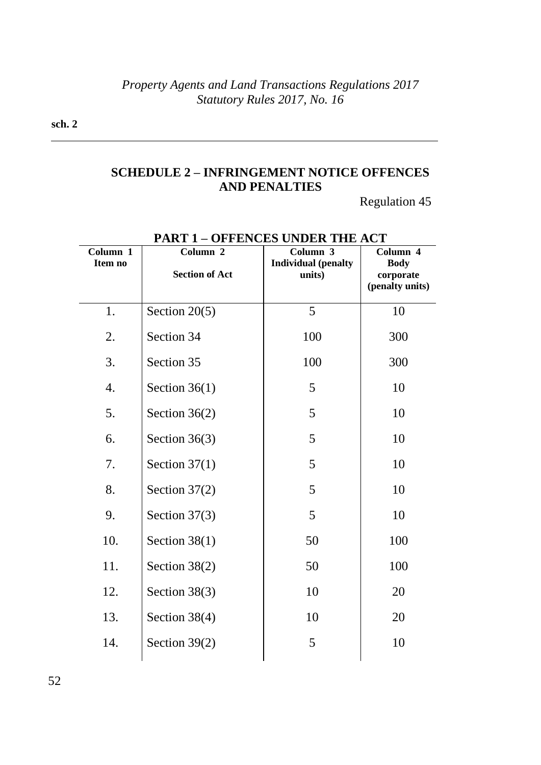## SCHEDULE 2 – INFRINGEMENT NOTICE OFFENCES AND PENALTIES

Regulation 45

### PART 1 – OFFENCES UNDER THE ACT

| Column 1 Item no | Column 2 Section of Act | Column 3 Individual (penalty units) | Column 4 Body corporate (penalty units) |
|---|---|---|---|
| 1. | Section 20(5) | 5 | 10 |
| 2. | Section 34 | 100 | 300 |
| 3. | Section 35 | 100 | 300 |
| 4. | Section 36(1) | 5 | 10 |
| 5. | Section 36(2) | 5 | 10 |
| 6. | Section 36(3) | 5 | 10 |
| 7. | Section 37(1) | 5 | 10 |
| 8. | Section 37(2) | 5 | 10 |
| 9. | Section 37(3) | 5 | 10 |
| 10. | Section 38(1) | 50 | 100 |
| 11. | Section 38(2) | 50 | 100 |
| 12. | Section 38(3) | 10 | 20 |
| 13. | Section 38(4) | 10 | 20 |
| 14. | Section 39(2) | 5 | 10 |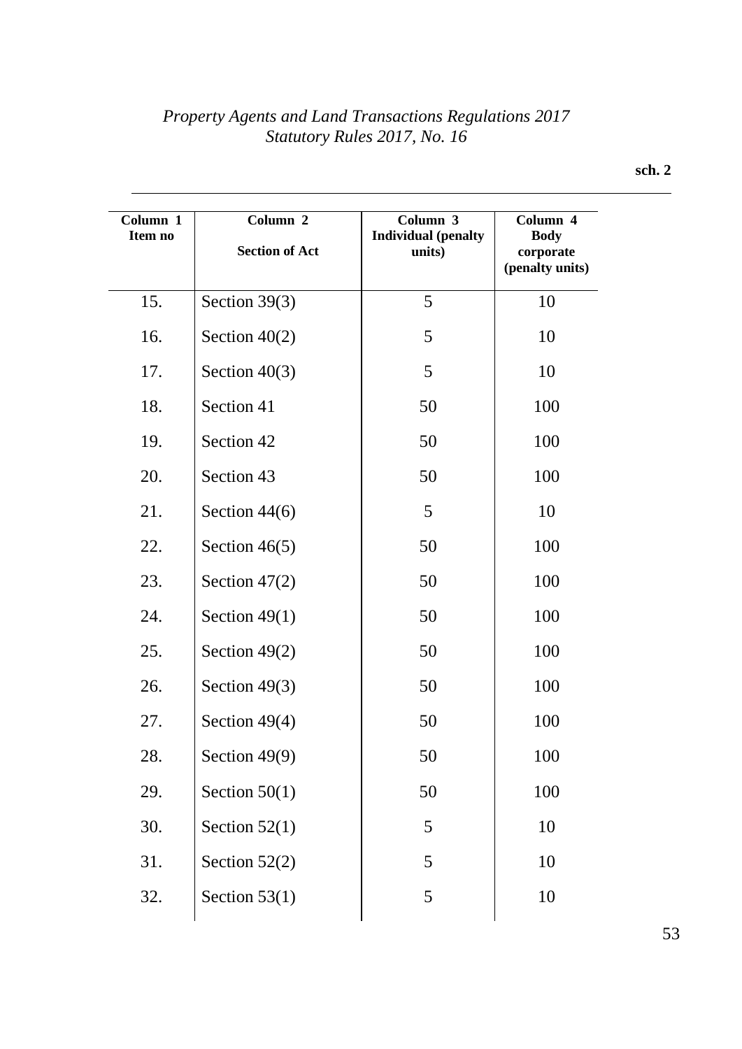| Column 1 Item no | Column 2 Section of Act | Column 3 Individual (penalty units) | Column 4 Body corporate (penalty units) |
|---|---|---|---|
| 15. | Section 39(3) | 5 | 10 |
| 16. | Section 40(2) | 5 | 10 |
| 17. | Section 40(3) | 5 | 10 |
| 18. | Section 41 | 50 | 100 |
| 19. | Section 42 | 50 | 100 |
| 20. | Section 43 | 50 | 100 |
| 21. | Section 44(6) | 5 | 10 |
| 22. | Section 46(5) | 50 | 100 |
| 23. | Section 47(2) | 50 | 100 |
| 24. | Section 49(1) | 50 | 100 |
| 25. | Section 49(2) | 50 | 100 |
| 26. | Section 49(3) | 50 | 100 |
| 27. | Section 49(4) | 50 | 100 |
| 28. | Section 49(9) | 50 | 100 |
| 29. | Section 50(1) | 50 | 100 |
| 30. | Section 52(1) | 5 | 10 |
| 31. | Section 52(2) | 5 | 10 |
| 32. | Section 53(1) | 5 | 10 |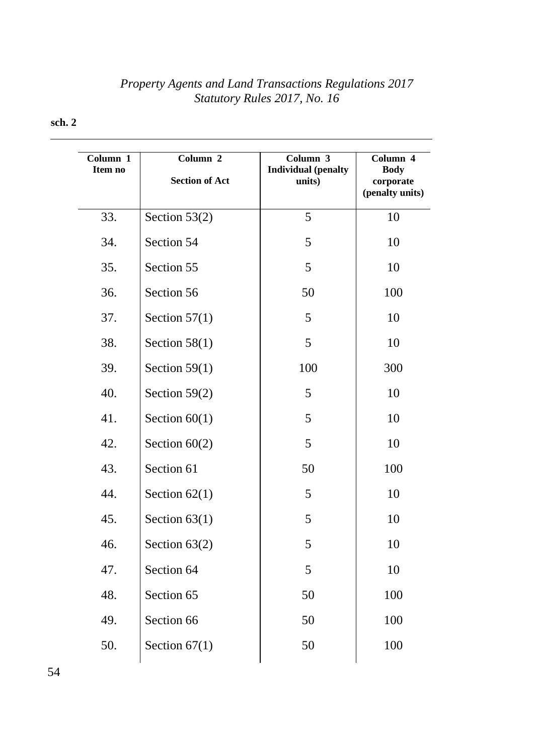| Column 1 Item no | Column 2 Section of Act | Column 3 Individual (penalty units) | Column 4 Body corporate (penalty units) |
|---|---|---|---|
| 33. | Section 53(2) | 5 | 10 |
| 34. | Section 54 | 5 | 10 |
| 35. | Section 55 | 5 | 10 |
| 36. | Section 56 | 50 | 100 |
| 37. | Section 57(1) | 5 | 10 |
| 38. | Section 58(1) | 5 | 10 |
| 39. | Section 59(1) | 100 | 300 |
| 40. | Section 59(2) | 5 | 10 |
| 41. | Section 60(1) | 5 | 10 |
| 42. | Section 60(2) | 5 | 10 |
| 43. | Section 61 | 50 | 100 |
| 44. | Section 62(1) | 5 | 10 |
| 45. | Section 63(1) | 5 | 10 |
| 46. | Section 63(2) | 5 | 10 |
| 47. | Section 64 | 5 | 10 |
| 48. | Section 65 | 50 | 100 |
| 49. | Section 66 | 50 | 100 |
| 50. | Section 67(1) | 50 | 100 |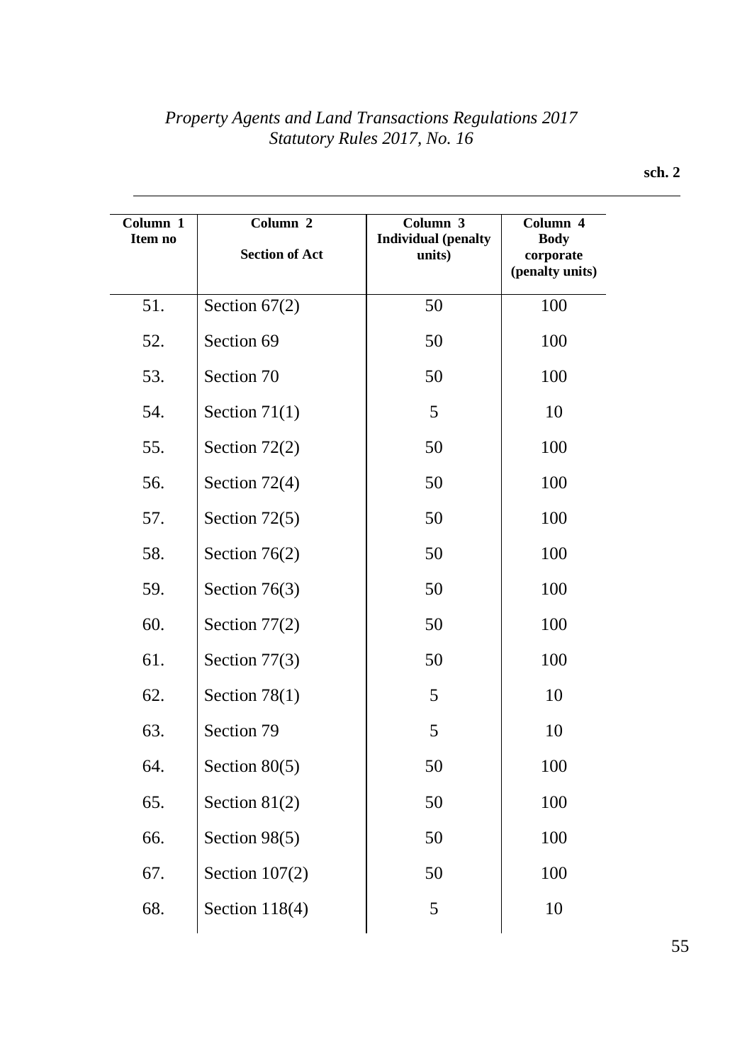| Column 1 Item no | Column 2 Section of Act | Column 3 Individual (penalty units) | Column 4 Body corporate (penalty units) |
|---|---|---|---|
| 51. | Section 67(2) | 50 | 100 |
| 52. | Section 69 | 50 | 100 |
| 53. | Section 70 | 50 | 100 |
| 54. | Section 71(1) | 5 | 10 |
| 55. | Section 72(2) | 50 | 100 |
| 56. | Section 72(4) | 50 | 100 |
| 57. | Section 72(5) | 50 | 100 |
| 58. | Section 76(2) | 50 | 100 |
| 59. | Section 76(3) | 50 | 100 |
| 60. | Section 77(2) | 50 | 100 |
| 61. | Section 77(3) | 50 | 100 |
| 62. | Section 78(1) | 5 | 10 |
| 63. | Section 79 | 5 | 10 |
| 64. | Section 80(5) | 50 | 100 |
| 65. | Section 81(2) | 50 | 100 |
| 66. | Section 98(5) | 50 | 100 |
| 67. | Section 107(2) | 50 | 100 |
| 68. | Section 118(4) | 5 | 10 |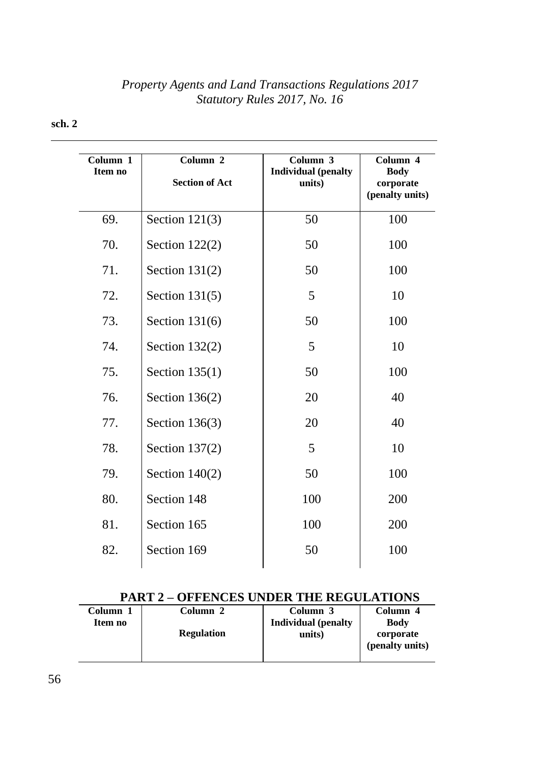| Column 1 Item no | Column 2 Section of Act | Column 3 Individual (penalty units) | Column 4 Body corporate (penalty units) |
|---|---|---|---|
| 69. | Section 121(3) | 50 | 100 |
| 70. | Section 122(2) | 50 | 100 |
| 71. | Section 131(2) | 50 | 100 |
| 72. | Section 131(5) | 5 | 10 |
| 73. | Section 131(6) | 50 | 100 |
| 74. | Section 132(2) | 5 | 10 |
| 75. | Section 135(1) | 50 | 100 |
| 76. | Section 136(2) | 20 | 40 |
| 77. | Section 136(3) | 20 | 40 |
| 78. | Section 137(2) | 5 | 10 |
| 79. | Section 140(2) | 50 | 100 |
| 80. | Section 148 | 100 | 200 |
| 81. | Section 165 | 100 | 200 |
| 82. | Section 169 | 50 | 100 |

## PART 2 – OFFENCES UNDER THE REGULATIONS

| Column 1 Item no | Column 2 Regulation | Column 3 Individual (penalty units) | Column 4 Body corporate (penalty units) |
|---|---|---|---|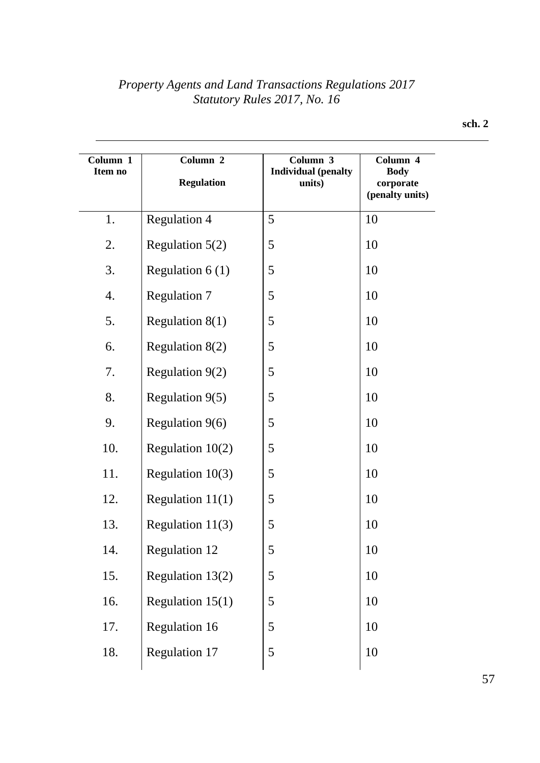| Column 1 Item no | Column 2 Regulation | Column 3 Individual (penalty units) | Column 4 Body corporate (penalty units) |
| --- | --- | --- | --- |
| 1. | Regulation 4 | 5 | 10 |
| 2. | Regulation 5(2) | 5 | 10 |
| 3. | Regulation 6 (1) | 5 | 10 |
| 4. | Regulation 7 | 5 | 10 |
| 5. | Regulation 8(1) | 5 | 10 |
| 6. | Regulation 8(2) | 5 | 10 |
| 7. | Regulation 9(2) | 5 | 10 |
| 8. | Regulation 9(5) | 5 | 10 |
| 9. | Regulation 9(6) | 5 | 10 |
| 10. | Regulation 10(2) | 5 | 10 |
| 11. | Regulation 10(3) | 5 | 10 |
| 12. | Regulation 11(1) | 5 | 10 |
| 13. | Regulation 11(3) | 5 | 10 |
| 14. | Regulation 12 | 5 | 10 |
| 15. | Regulation 13(2) | 5 | 10 |
| 16. | Regulation 15(1) | 5 | 10 |
| 17. | Regulation 16 | 5 | 10 |
| 18. | Regulation 17 | 5 | 10 |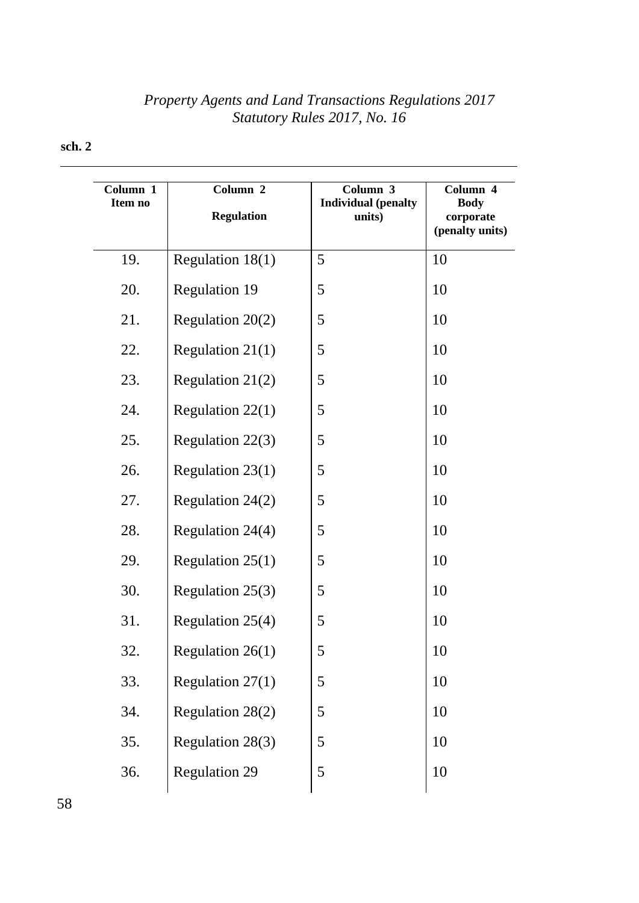| Column 1 Item no | Column 2 Regulation | Column 3 Individual (penalty units) | Column 4 Body corporate (penalty units) |
|---|---|---|---|
| 19. | Regulation 18(1) | 5 | 10 |
| 20. | Regulation 19 | 5 | 10 |
| 21. | Regulation 20(2) | 5 | 10 |
| 22. | Regulation 21(1) | 5 | 10 |
| 23. | Regulation 21(2) | 5 | 10 |
| 24. | Regulation 22(1) | 5 | 10 |
| 25. | Regulation 22(3) | 5 | 10 |
| 26. | Regulation 23(1) | 5 | 10 |
| 27. | Regulation 24(2) | 5 | 10 |
| 28. | Regulation 24(4) | 5 | 10 |
| 29. | Regulation 25(1) | 5 | 10 |
| 30. | Regulation 25(3) | 5 | 10 |
| 31. | Regulation 25(4) | 5 | 10 |
| 32. | Regulation 26(1) | 5 | 10 |
| 33. | Regulation 27(1) | 5 | 10 |
| 34. | Regulation 28(2) | 5 | 10 |
| 35. | Regulation 28(3) | 5 | 10 |
| 36. | Regulation 29 | 5 | 10 |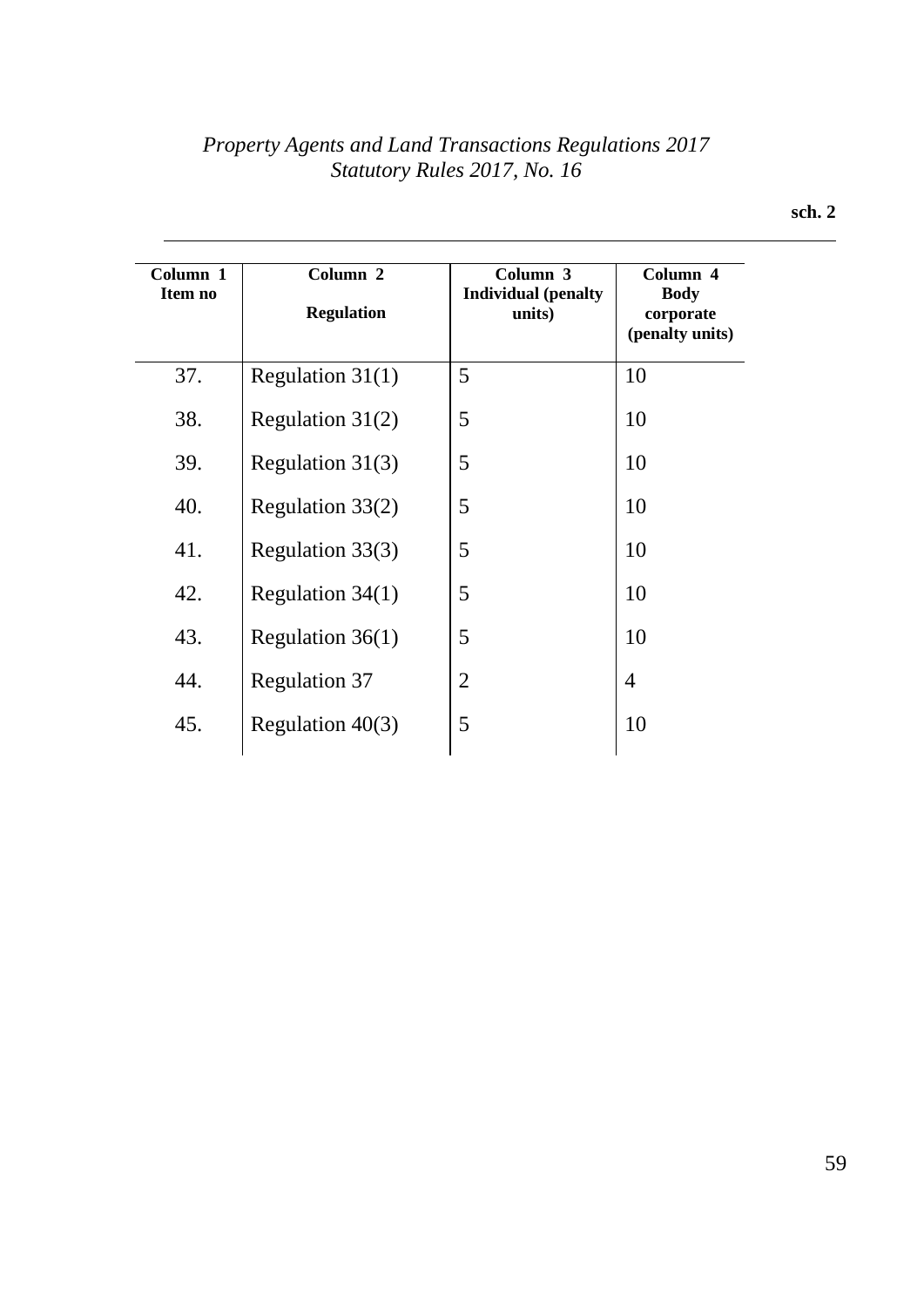| Column 1 Item no | Column 2 Regulation | Column 3 Individual (penalty units) | Column 4 Body corporate (penalty units) |
|---|---|---|---|
| 37. | Regulation 31(1) | 5 | 10 |
| 38. | Regulation 31(2) | 5 | 10 |
| 39. | Regulation 31(3) | 5 | 10 |
| 40. | Regulation 33(2) | 5 | 10 |
| 41. | Regulation 33(3) | 5 | 10 |
| 42. | Regulation 34(1) | 5 | 10 |
| 43. | Regulation 36(1) | 5 | 10 |
| 44. | Regulation 37 | 2 | 4 |
| 45. | Regulation 40(3) | 5 | 10 |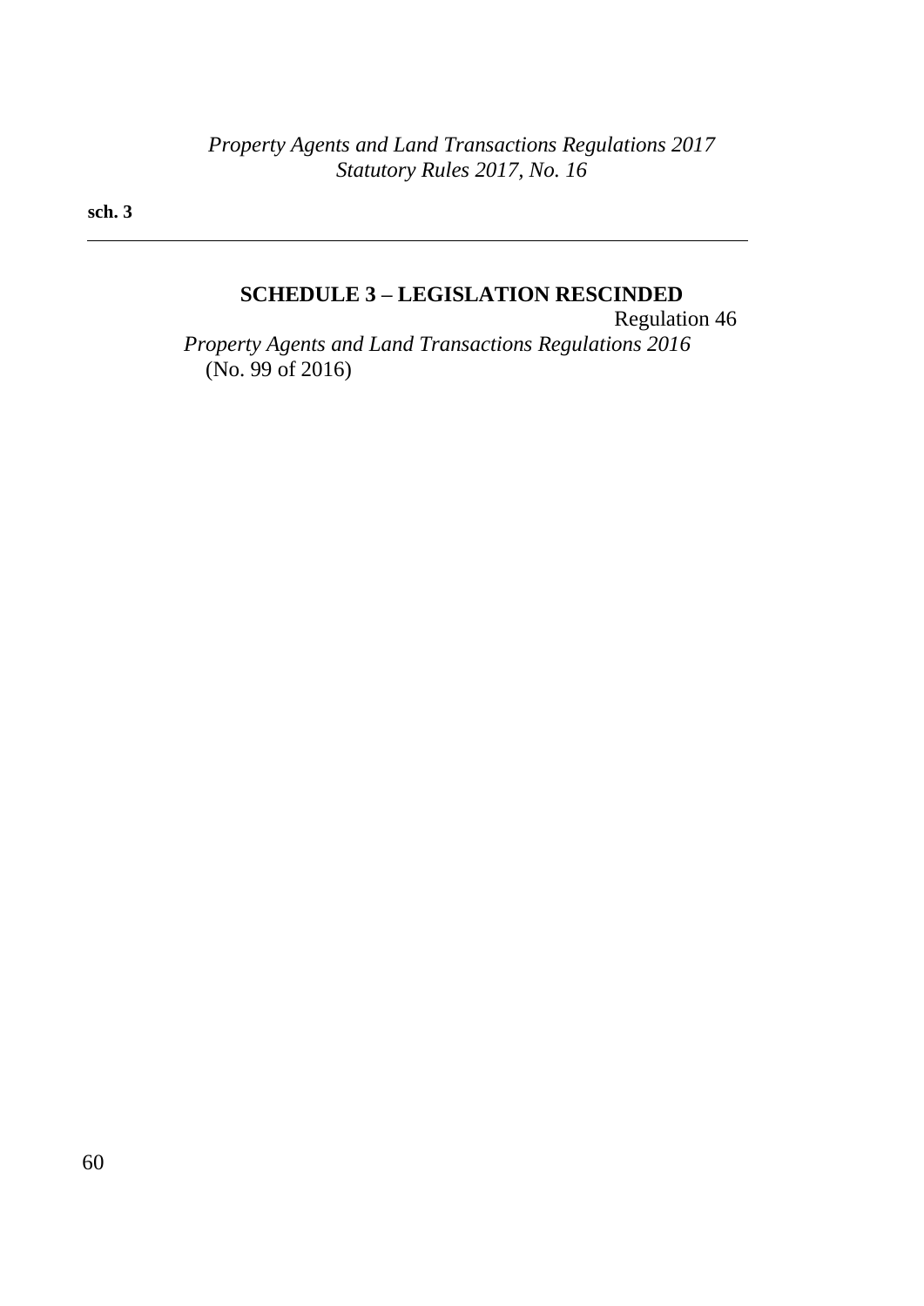## SCHEDULE 3 – LEGISLATION RESCINDED

Regulation 46

*Property Agents and Land Transactions Regulations 2016* (No. 99 of 2016)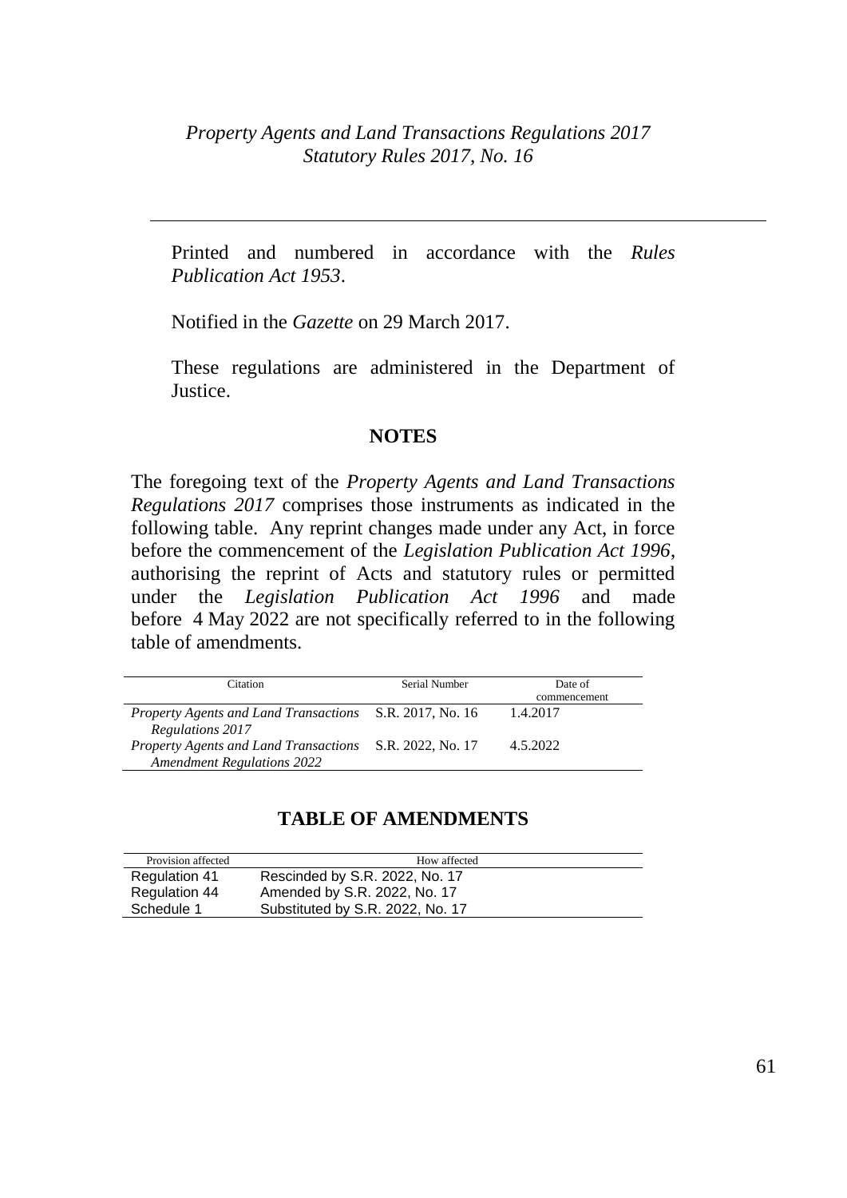*Property Agents and Land Transactions Regulations 2017*
*Statutory Rules 2017, No. 16*

---

Printed and numbered in accordance with the *Rules Publication Act 1953*.

Notified in the *Gazette* on 29 March 2017.

These regulations are administered in the Department of Justice.

## NOTES

The foregoing text of the *Property Agents and Land Transactions Regulations 2017* comprises those instruments as indicated in the following table. Any reprint changes made under any Act, in force before the commencement of the *Legislation Publication Act 1996*, authorising the reprint of Acts and statutory rules or permitted under the *Legislation Publication Act 1996* and made before 4 May 2022 are not specifically referred to in the following table of amendments.

| Citation | Serial Number | Date of commencement |
|---|---|---|
| *Property Agents and Land Transactions Regulations 2017* | S.R. 2017, No. 16 | 1.4.2017 |
| *Property Agents and Land Transactions Amendment Regulations 2022* | S.R. 2022, No. 17 | 4.5.2022 |

## TABLE OF AMENDMENTS

| Provision affected | How affected |
|---|---|
| Regulation 41 | Rescinded by S.R. 2022, No. 17 |
| Regulation 44 | Amended by S.R. 2022, No. 17 |
| Schedule 1 | Substituted by S.R. 2022, No. 17 |